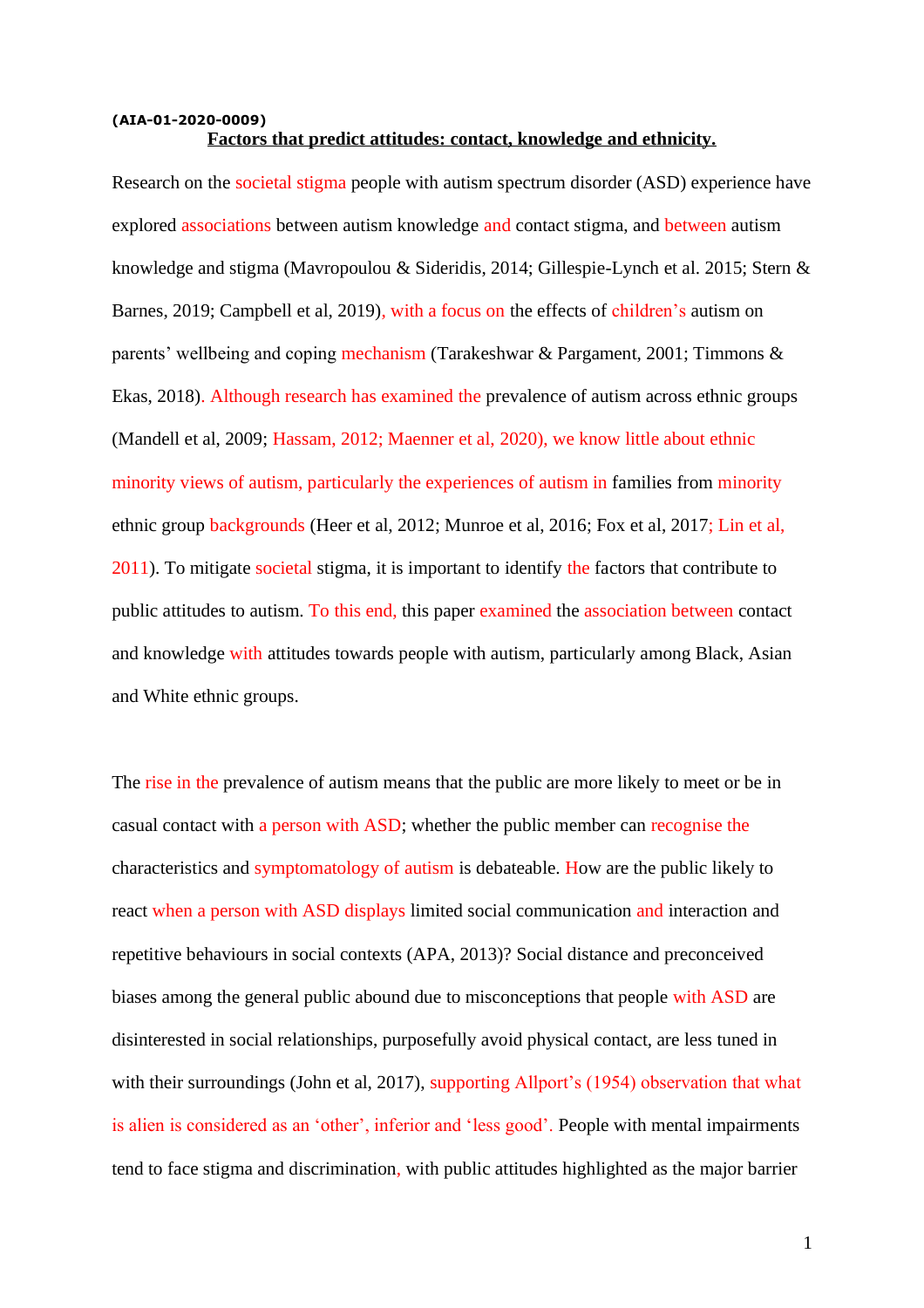**(AIA-01-2020-0009)**

# Factors that predict attitudes: contact, knowledge and ethnicity.

Research on the societal stigma people with autism spectrum disorder (ASD) experience have explored associations between autism knowledge and contact stigma, and between autism knowledge and stigma (Mavropoulou & Sideridis, 2014; Gillespie-Lynch et al. 2015; Stern & Barnes, 2019; Campbell et al, 2019), with a focus on the effects of children's autism on parents' wellbeing and coping mechanism (Tarakeshwar & Pargament, 2001; Timmons & Ekas, 2018). Although research has examined the prevalence of autism across ethnic groups (Mandell et al, 2009; Hassam, 2012; Maenner et al, 2020), we know little about ethnic minority views of autism, particularly the experiences of autism in families from minority ethnic group backgrounds (Heer et al, 2012; Munroe et al, 2016; Fox et al, 2017; Lin et al, 2011). To mitigate societal stigma, it is important to identify the factors that contribute to public attitudes to autism. To this end, this paper examined the association between contact and knowledge with attitudes towards people with autism, particularly among Black, Asian and White ethnic groups.

The rise in the prevalence of autism means that the public are more likely to meet or be in casual contact with a person with ASD; whether the public member can recognise the characteristics and symptomatology of autism is debateable. How are the public likely to react when a person with ASD displays limited social communication and interaction and repetitive behaviours in social contexts (APA, 2013)? Social distance and preconceived biases among the general public abound due to misconceptions that people with ASD are disinterested in social relationships, purposefully avoid physical contact, are less tuned in with their surroundings (John et al, 2017), supporting Allport's (1954) observation that what is alien is considered as an 'other', inferior and 'less good'. People with mental impairments tend to face stigma and discrimination, with public attitudes highlighted as the major barrier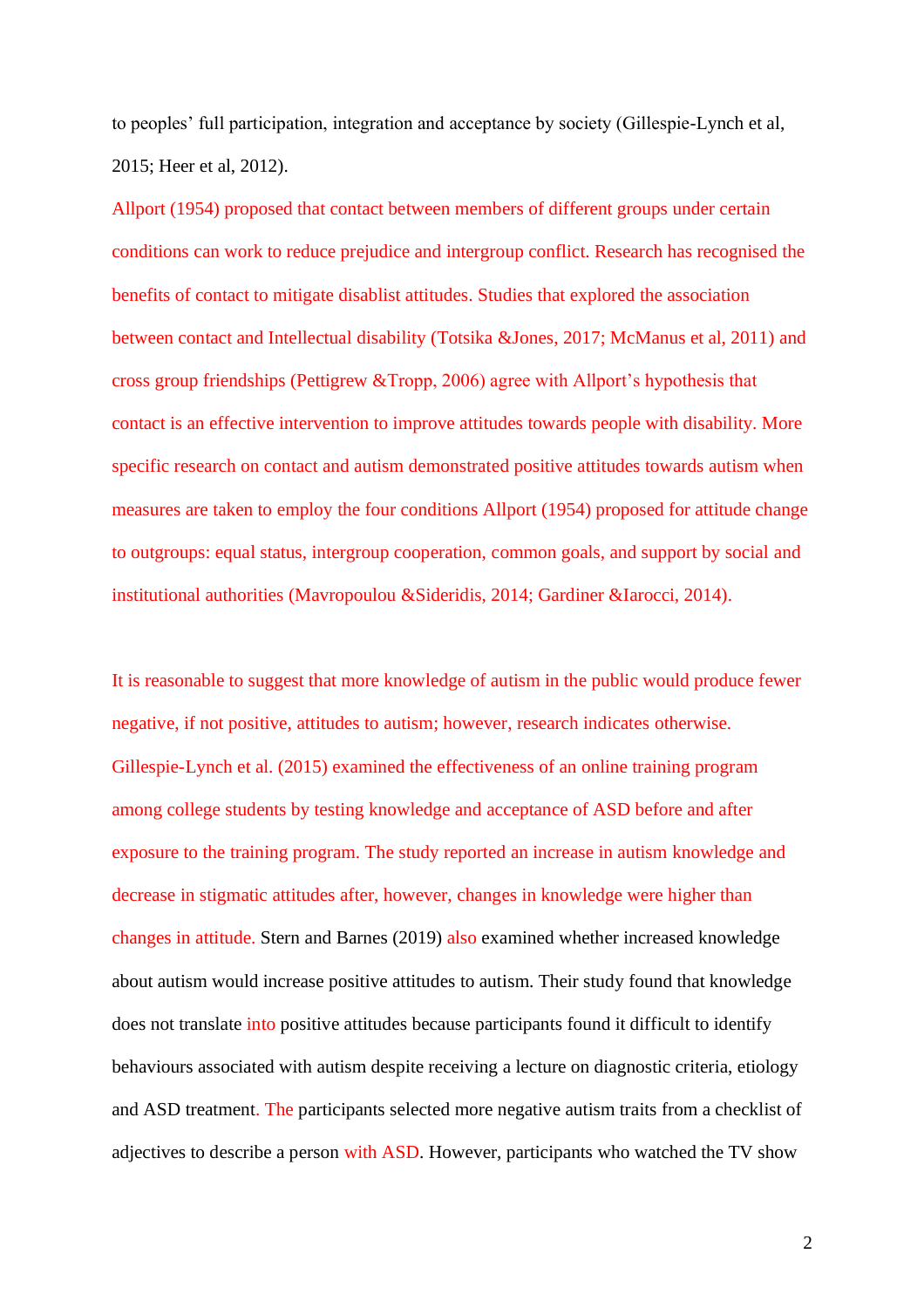to peoples' full participation, integration and acceptance by society (Gillespie-Lynch et al, 2015; Heer et al, 2012).

Allport (1954) proposed that contact between members of different groups under certain conditions can work to reduce prejudice and intergroup conflict. Research has recognised the benefits of contact to mitigate disablist attitudes. Studies that explored the association between contact and Intellectual disability (Totsika &Jones, 2017; McManus et al, 2011) and cross group friendships (Pettigrew &Tropp, 2006) agree with Allport's hypothesis that contact is an effective intervention to improve attitudes towards people with disability. More specific research on contact and autism demonstrated positive attitudes towards autism when measures are taken to employ the four conditions Allport (1954) proposed for attitude change to outgroups: equal status, intergroup cooperation, common goals, and support by social and institutional authorities (Mavropoulou &Sideridis, 2014; Gardiner &Iarocci, 2014).

It is reasonable to suggest that more knowledge of autism in the public would produce fewer negative, if not positive, attitudes to autism; however, research indicates otherwise. Gillespie-Lynch et al. (2015) examined the effectiveness of an online training program among college students by testing knowledge and acceptance of ASD before and after exposure to the training program. The study reported an increase in autism knowledge and decrease in stigmatic attitudes after, however, changes in knowledge were higher than changes in attitude. Stern and Barnes (2019) also examined whether increased knowledge about autism would increase positive attitudes to autism. Their study found that knowledge does not translate into positive attitudes because participants found it difficult to identify behaviours associated with autism despite receiving a lecture on diagnostic criteria, etiology and ASD treatment. The participants selected more negative autism traits from a checklist of adjectives to describe a person with ASD. However, participants who watched the TV show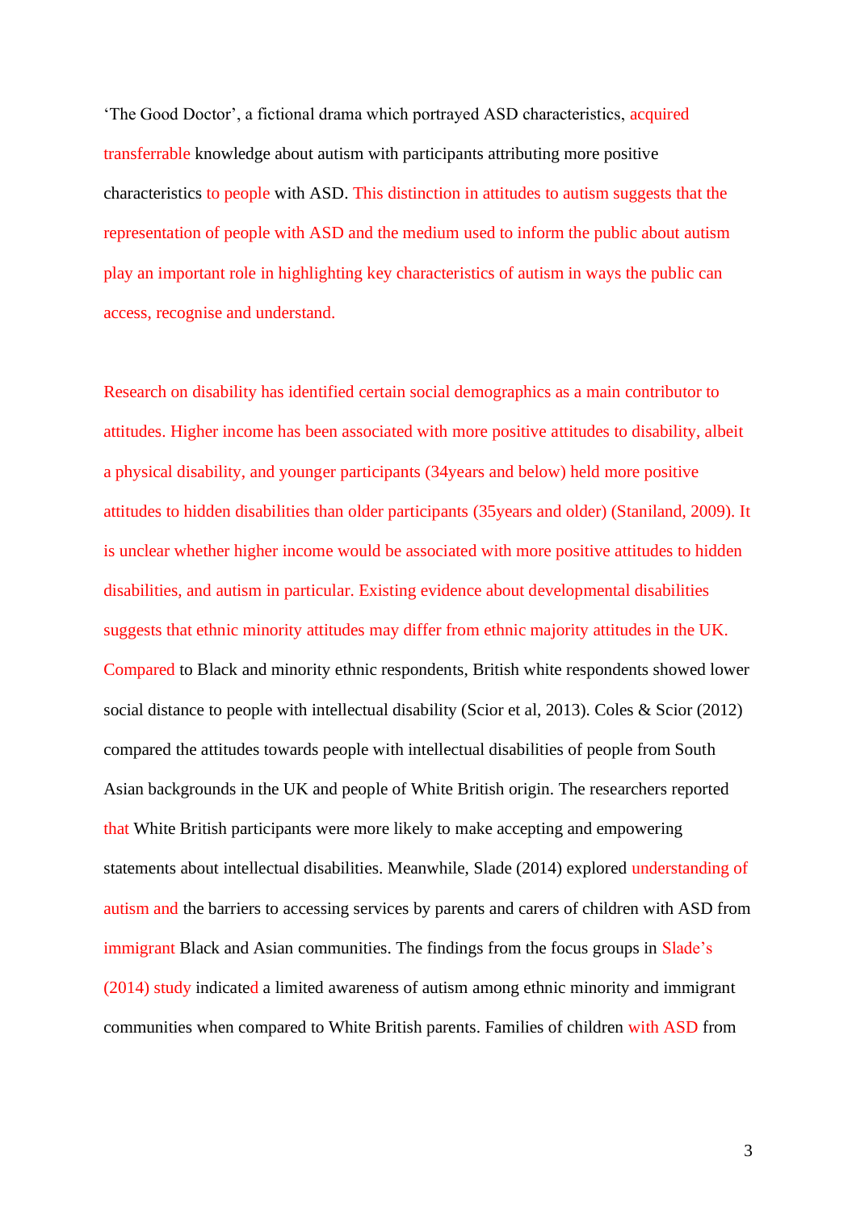'The Good Doctor', a fictional drama which portrayed ASD characteristics, acquired transferrable knowledge about autism with participants attributing more positive characteristics to people with ASD. This distinction in attitudes to autism suggests that the representation of people with ASD and the medium used to inform the public about autism play an important role in highlighting key characteristics of autism in ways the public can access, recognise and understand.

Research on disability has identified certain social demographics as a main contributor to attitudes. Higher income has been associated with more positive attitudes to disability, albeit a physical disability, and younger participants (34years and below) held more positive attitudes to hidden disabilities than older participants (35years and older) (Staniland, 2009). It is unclear whether higher income would be associated with more positive attitudes to hidden disabilities, and autism in particular. Existing evidence about developmental disabilities suggests that ethnic minority attitudes may differ from ethnic majority attitudes in the UK. Compared to Black and minority ethnic respondents, British white respondents showed lower social distance to people with intellectual disability (Scior et al, 2013). Coles & Scior (2012) compared the attitudes towards people with intellectual disabilities of people from South Asian backgrounds in the UK and people of White British origin. The researchers reported that White British participants were more likely to make accepting and empowering statements about intellectual disabilities. Meanwhile, Slade (2014) explored understanding of autism and the barriers to accessing services by parents and carers of children with ASD from immigrant Black and Asian communities. The findings from the focus groups in Slade's (2014) study indicated a limited awareness of autism among ethnic minority and immigrant communities when compared to White British parents. Families of children with ASD from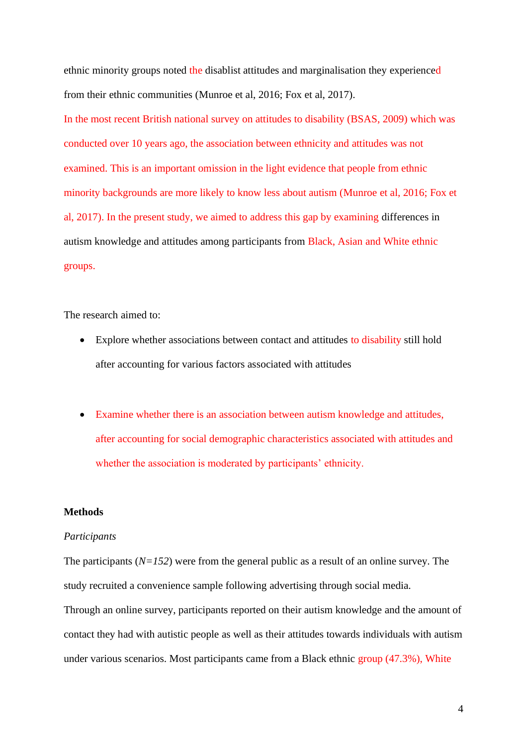ethnic minority groups noted the disablist attitudes and marginalisation they experienced from their ethnic communities (Munroe et al, 2016; Fox et al, 2017).

In the most recent British national survey on attitudes to disability (BSAS, 2009) which was conducted over 10 years ago, the association between ethnicity and attitudes was not examined. This is an important omission in the light evidence that people from ethnic minority backgrounds are more likely to know less about autism (Munroe et al, 2016; Fox et al, 2017). In the present study, we aimed to address this gap by examining differences in autism knowledge and attitudes among participants from Black, Asian and White ethnic groups.

The research aimed to:

- Explore whether associations between contact and attitudes to disability still hold after accounting for various factors associated with attitudes

- Examine whether there is an association between autism knowledge and attitudes, after accounting for social demographic characteristics associated with attitudes and whether the association is moderated by participants' ethnicity.

**Methods**

*Participants*

The participants (*N=152*) were from the general public as a result of an online survey. The study recruited a convenience sample following advertising through social media.
Through an online survey, participants reported on their autism knowledge and the amount of contact they had with autistic people as well as their attitudes towards individuals with autism under various scenarios. Most participants came from a Black ethnic group (47.3%), White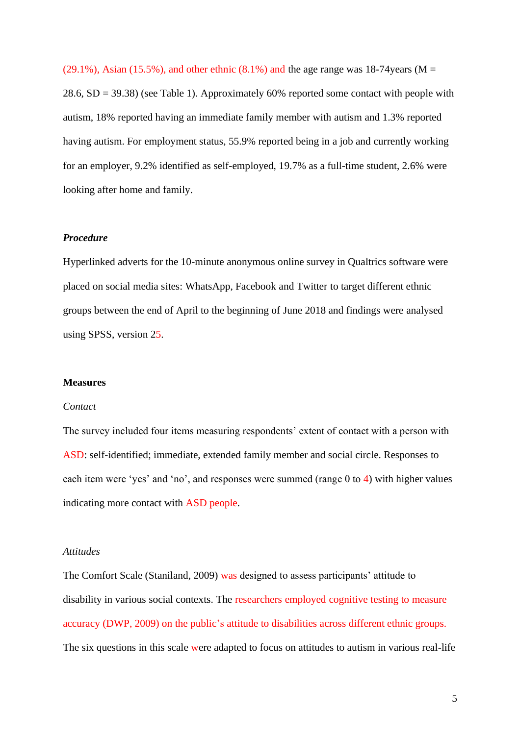(29.1%), Asian (15.5%), and other ethnic (8.1%) and the age range was 18-74years (M = 28.6, SD = 39.38) (see Table 1). Approximately 60% reported some contact with people with autism, 18% reported having an immediate family member with autism and 1.3% reported having autism. For employment status, 55.9% reported being in a job and currently working for an employer, 9.2% identified as self-employed, 19.7% as a full-time student, 2.6% were looking after home and family.

***Procedure***

Hyperlinked adverts for the 10-minute anonymous online survey in Qualtrics software were placed on social media sites: WhatsApp, Facebook and Twitter to target different ethnic groups between the end of April to the beginning of June 2018 and findings were analysed using SPSS, version 25.

**Measures**

*Contact*

The survey included four items measuring respondents' extent of contact with a person with ASD: self-identified; immediate, extended family member and social circle. Responses to each item were 'yes' and 'no', and responses were summed (range 0 to 4) with higher values indicating more contact with ASD people.

*Attitudes*

The Comfort Scale (Staniland, 2009) was designed to assess participants' attitude to disability in various social contexts. The researchers employed cognitive testing to measure accuracy (DWP, 2009) on the public's attitude to disabilities across different ethnic groups. The six questions in this scale were adapted to focus on attitudes to autism in various real-life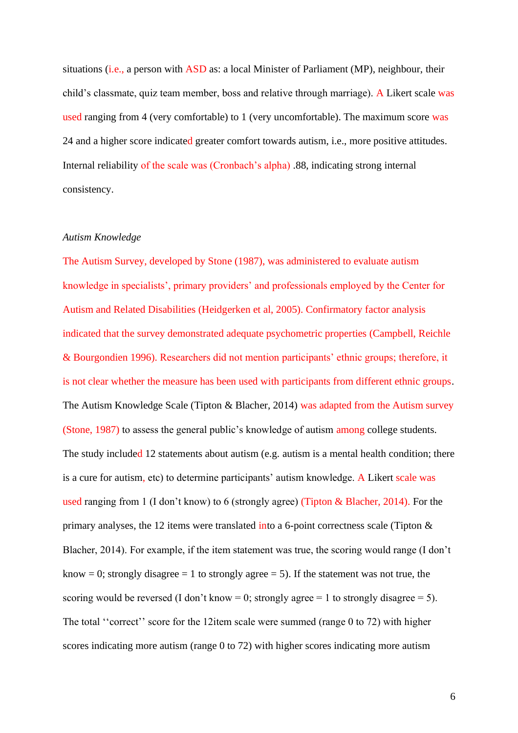situations (i.e., a person with ASD as: a local Minister of Parliament (MP), neighbour, their child's classmate, quiz team member, boss and relative through marriage). A Likert scale was used ranging from 4 (very comfortable) to 1 (very uncomfortable). The maximum score was 24 and a higher score indicated greater comfort towards autism, i.e., more positive attitudes. Internal reliability of the scale was (Cronbach's alpha) .88, indicating strong internal consistency.

*Autism Knowledge*

The Autism Survey, developed by Stone (1987), was administered to evaluate autism knowledge in specialists', primary providers' and professionals employed by the Center for Autism and Related Disabilities (Heidgerken et al, 2005). Confirmatory factor analysis indicated that the survey demonstrated adequate psychometric properties (Campbell, Reichle & Bourgondien 1996). Researchers did not mention participants' ethnic groups; therefore, it is not clear whether the measure has been used with participants from different ethnic groups. The Autism Knowledge Scale (Tipton & Blacher, 2014) was adapted from the Autism survey (Stone, 1987) to assess the general public's knowledge of autism among college students. The study included 12 statements about autism (e.g. autism is a mental health condition; there is a cure for autism, etc) to determine participants' autism knowledge. A Likert scale was used ranging from 1 (I don't know) to 6 (strongly agree) (Tipton & Blacher, 2014). For the primary analyses, the 12 items were translated into a 6-point correctness scale (Tipton & Blacher, 2014). For example, if the item statement was true, the scoring would range (I don't know = 0; strongly disagree = 1 to strongly agree = 5). If the statement was not true, the scoring would be reversed (I don't know = 0; strongly agree = 1 to strongly disagree = 5). The total ''correct'' score for the 12item scale were summed (range 0 to 72) with higher scores indicating more autism (range 0 to 72) with higher scores indicating more autism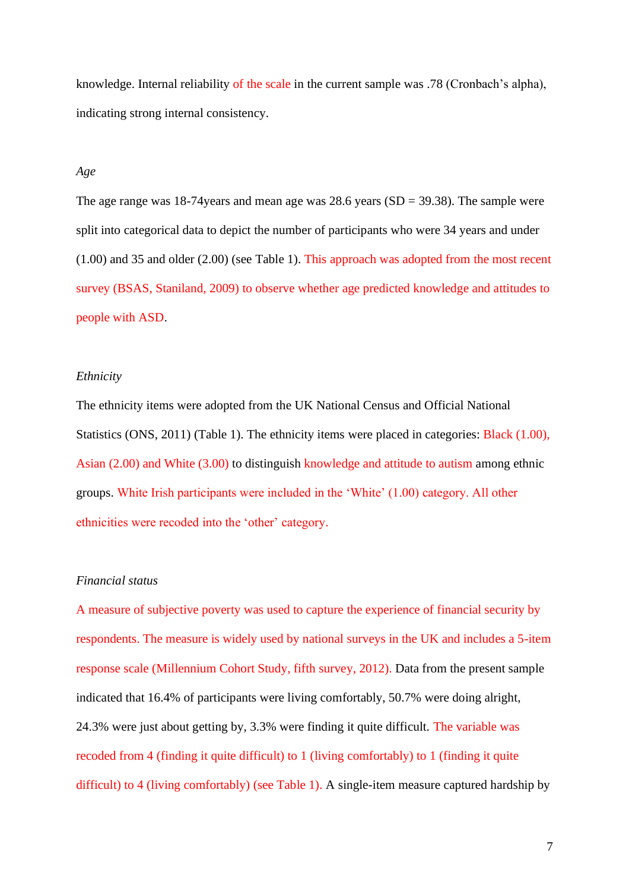knowledge. Internal reliability of the scale in the current sample was .78 (Cronbach's alpha), indicating strong internal consistency.

*Age*

The age range was 18-74years and mean age was 28.6 years (SD = 39.38). The sample were split into categorical data to depict the number of participants who were 34 years and under (1.00) and 35 and older (2.00) (see Table 1). This approach was adopted from the most recent survey (BSAS, Staniland, 2009) to observe whether age predicted knowledge and attitudes to people with ASD.

*Ethnicity*

The ethnicity items were adopted from the UK National Census and Official National Statistics (ONS, 2011) (Table 1). The ethnicity items were placed in categories: Black (1.00), Asian (2.00) and White (3.00) to distinguish knowledge and attitude to autism among ethnic groups. White Irish participants were included in the 'White' (1.00) category. All other ethnicities were recoded into the 'other' category.

*Financial status*

A measure of subjective poverty was used to capture the experience of financial security by respondents. The measure is widely used by national surveys in the UK and includes a 5-item response scale (Millennium Cohort Study, fifth survey, 2012). Data from the present sample indicated that 16.4% of participants were living comfortably, 50.7% were doing alright, 24.3% were just about getting by, 3.3% were finding it quite difficult. The variable was recoded from 4 (finding it quite difficult) to 1 (living comfortably) to 1 (finding it quite difficult) to 4 (living comfortably) (see Table 1). A single-item measure captured hardship by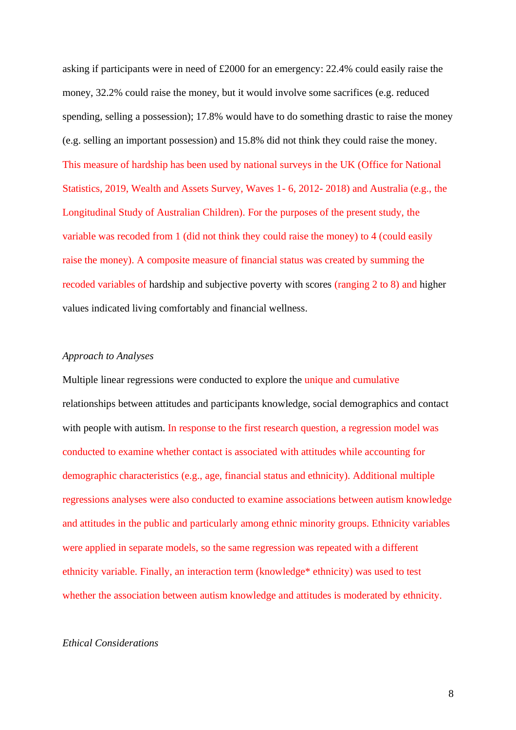asking if participants were in need of £2000 for an emergency: 22.4% could easily raise the money, 32.2% could raise the money, but it would involve some sacrifices (e.g. reduced spending, selling a possession); 17.8% would have to do something drastic to raise the money (e.g. selling an important possession) and 15.8% did not think they could raise the money. This measure of hardship has been used by national surveys in the UK (Office for National Statistics, 2019, Wealth and Assets Survey, Waves 1- 6, 2012- 2018) and Australia (e.g., the Longitudinal Study of Australian Children). For the purposes of the present study, the variable was recoded from 1 (did not think they could raise the money) to 4 (could easily raise the money). A composite measure of financial status was created by summing the recoded variables of hardship and subjective poverty with scores (ranging 2 to 8) and higher values indicated living comfortably and financial wellness.

*Approach to Analyses*

Multiple linear regressions were conducted to explore the unique and cumulative relationships between attitudes and participants knowledge, social demographics and contact with people with autism. In response to the first research question, a regression model was conducted to examine whether contact is associated with attitudes while accounting for demographic characteristics (e.g., age, financial status and ethnicity). Additional multiple regressions analyses were also conducted to examine associations between autism knowledge and attitudes in the public and particularly among ethnic minority groups. Ethnicity variables were applied in separate models, so the same regression was repeated with a different ethnicity variable. Finally, an interaction term (knowledge* ethnicity) was used to test whether the association between autism knowledge and attitudes is moderated by ethnicity.

*Ethical Considerations*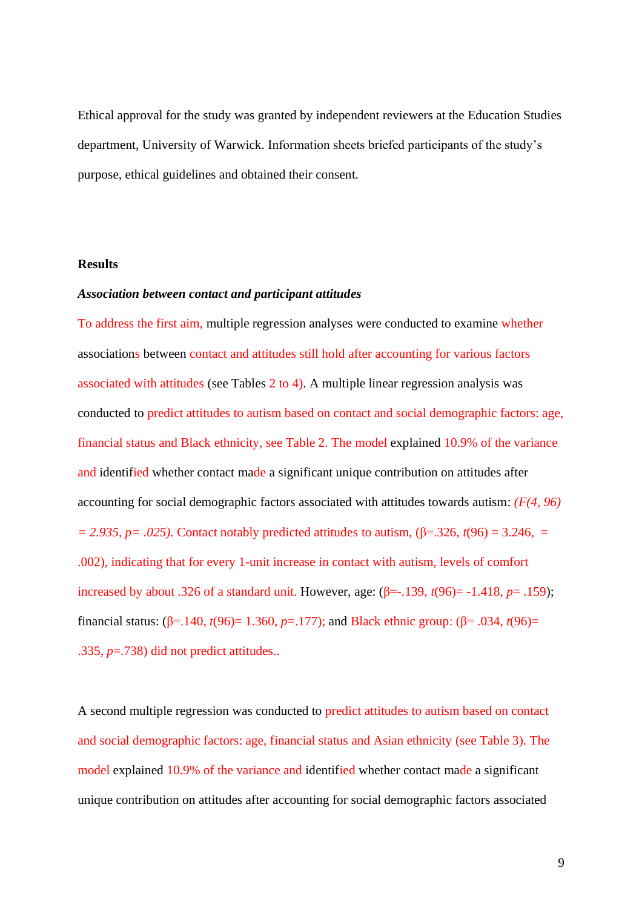Ethical approval for the study was granted by independent reviewers at the Education Studies department, University of Warwick. Information sheets briefed participants of the study's purpose, ethical guidelines and obtained their consent.

## Results

### *Association between contact and participant attitudes*

To address the first aim, multiple regression analyses were conducted to examine whether associations between contact and attitudes still hold after accounting for various factors associated with attitudes (see Tables 2 to 4). A multiple linear regression analysis was conducted to predict attitudes to autism based on contact and social demographic factors: age, financial status and Black ethnicity, see Table 2. The model explained 10.9% of the variance and identified whether contact made a significant unique contribution on attitudes after accounting for social demographic factors associated with attitudes towards autism: $(F(4, 96) = 2.935, p= .025)$. Contact notably predicted attitudes to autism, (β=.326, $t(96) = 3.246$, = .002), indicating that for every 1-unit increase in contact with autism, levels of comfort increased by about .326 of a standard unit. However, age: (β=-.139, $t(96)$= -1.418, $p$= .159); financial status: (β=.140, $t(96)$= 1.360, $p$=.177); and Black ethnic group: (β= .034, $t(96)$= .335, $p$=.738) did not predict attitudes..

A second multiple regression was conducted to predict attitudes to autism based on contact and social demographic factors: age, financial status and Asian ethnicity (see Table 3). The model explained 10.9% of the variance and identified whether contact made a significant unique contribution on attitudes after accounting for social demographic factors associated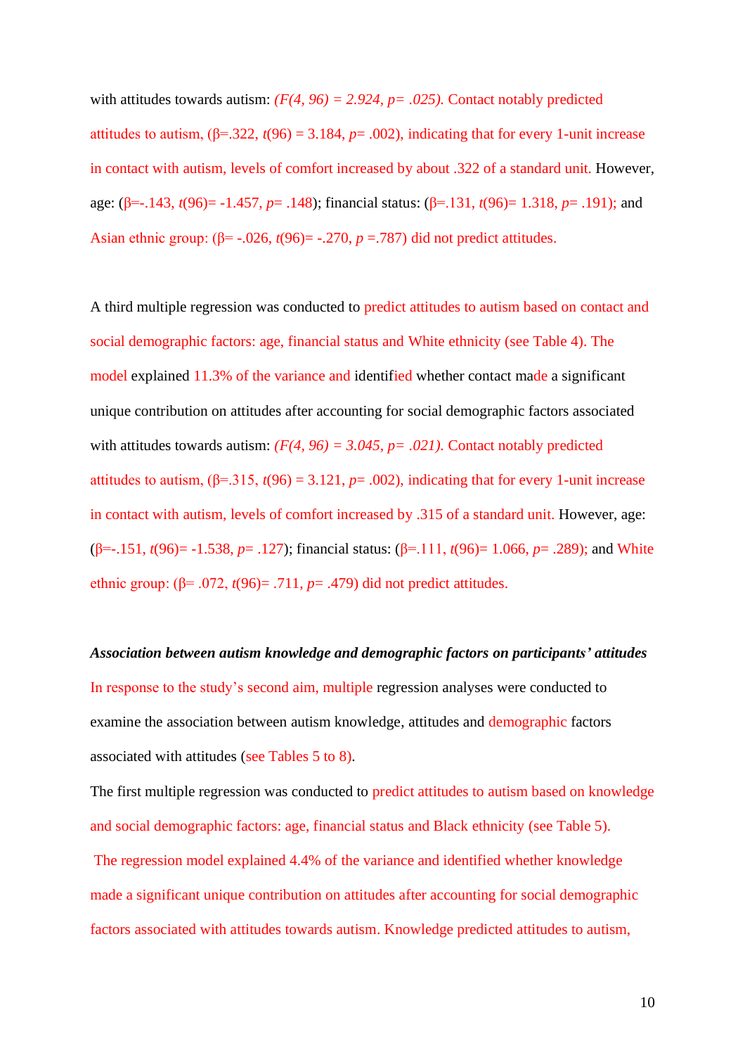with attitudes towards autism: *($F(4, 96) = 2.924$, $p = .025$).* Contact notably predicted attitudes to autism, ($\beta = .322$, $t(96) = 3.184$, $p = .002$), indicating that for every 1-unit increase in contact with autism, levels of comfort increased by about .322 of a standard unit. However, age: ($\beta = -.143$, $t(96) = -1.457$, $p = .148$); financial status: ($\beta = .131$, $t(96) = 1.318$, $p = .191$); and Asian ethnic group: ($\beta = -.026$, $t(96) = -.270$, $p = .787$) did not predict attitudes.

A third multiple regression was conducted to predict attitudes to autism based on contact and social demographic factors: age, financial status and White ethnicity (see Table 4). The model explained 11.3% of the variance and identified whether contact made a significant unique contribution on attitudes after accounting for social demographic factors associated with attitudes towards autism: *($F(4, 96) = 3.045$, $p = .021$).* Contact notably predicted attitudes to autism, ($\beta = .315$, $t(96) = 3.121$, $p = .002$), indicating that for every 1-unit increase in contact with autism, levels of comfort increased by .315 of a standard unit. However, age: ($\beta = -.151$, $t(96) = -1.538$, $p = .127$); financial status: ($\beta = .111$, $t(96) = 1.066$, $p = .289$); and White ethnic group: ($\beta = .072$, $t(96) = .711$, $p = .479$) did not predict attitudes.

***Association between autism knowledge and demographic factors on participants' attitudes***

In response to the study's second aim, multiple regression analyses were conducted to examine the association between autism knowledge, attitudes and demographic factors associated with attitudes (see Tables 5 to 8).

The first multiple regression was conducted to predict attitudes to autism based on knowledge and social demographic factors: age, financial status and Black ethnicity (see Table 5). The regression model explained 4.4% of the variance and identified whether knowledge made a significant unique contribution on attitudes after accounting for social demographic factors associated with attitudes towards autism. Knowledge predicted attitudes to autism,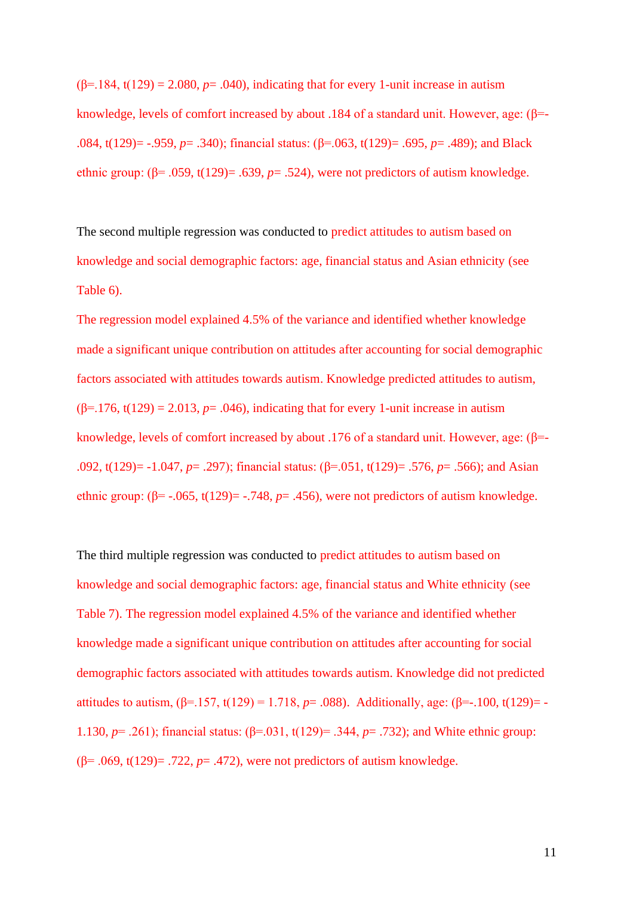($\beta$=.184, $t(129) = 2.080$, *p*= .040), indicating that for every 1-unit increase in autism knowledge, levels of comfort increased by about .184 of a standard unit. However, age: ($\beta$=-.084, $t(129)$= -.959, *p*= .340); financial status: ($\beta$=.063, $t(129)$= .695, *p*= .489); and Black ethnic group: ($\beta$= .059, $t(129)$= .639, *p*= .524), were not predictors of autism knowledge.

The second multiple regression was conducted to predict attitudes to autism based on knowledge and social demographic factors: age, financial status and Asian ethnicity (see Table 6).

The regression model explained 4.5% of the variance and identified whether knowledge made a significant unique contribution on attitudes after accounting for social demographic factors associated with attitudes towards autism. Knowledge predicted attitudes to autism, ($\beta$=.176, $t(129) = 2.013$, *p*= .046), indicating that for every 1-unit increase in autism knowledge, levels of comfort increased by about .176 of a standard unit. However, age: ($\beta$=-.092, $t(129)$= -1.047, *p*= .297); financial status: ($\beta$=.051, $t(129)$= .576, *p*= .566); and Asian ethnic group: ($\beta$= -.065, $t(129)$= -.748, *p*= .456), were not predictors of autism knowledge.

The third multiple regression was conducted to predict attitudes to autism based on knowledge and social demographic factors: age, financial status and White ethnicity (see Table 7). The regression model explained 4.5% of the variance and identified whether knowledge made a significant unique contribution on attitudes after accounting for social demographic factors associated with attitudes towards autism. Knowledge did not predicted attitudes to autism, ($\beta$=.157, $t(129) = 1.718$, *p*= .088). Additionally, age: ($\beta$=-.100, $t(129)$= -1.130, *p*= .261); financial status: ($\beta$=.031, $t(129)$= .344, *p*= .732); and White ethnic group: ($\beta$= .069, $t(129)$= .722, *p*= .472), were not predictors of autism knowledge.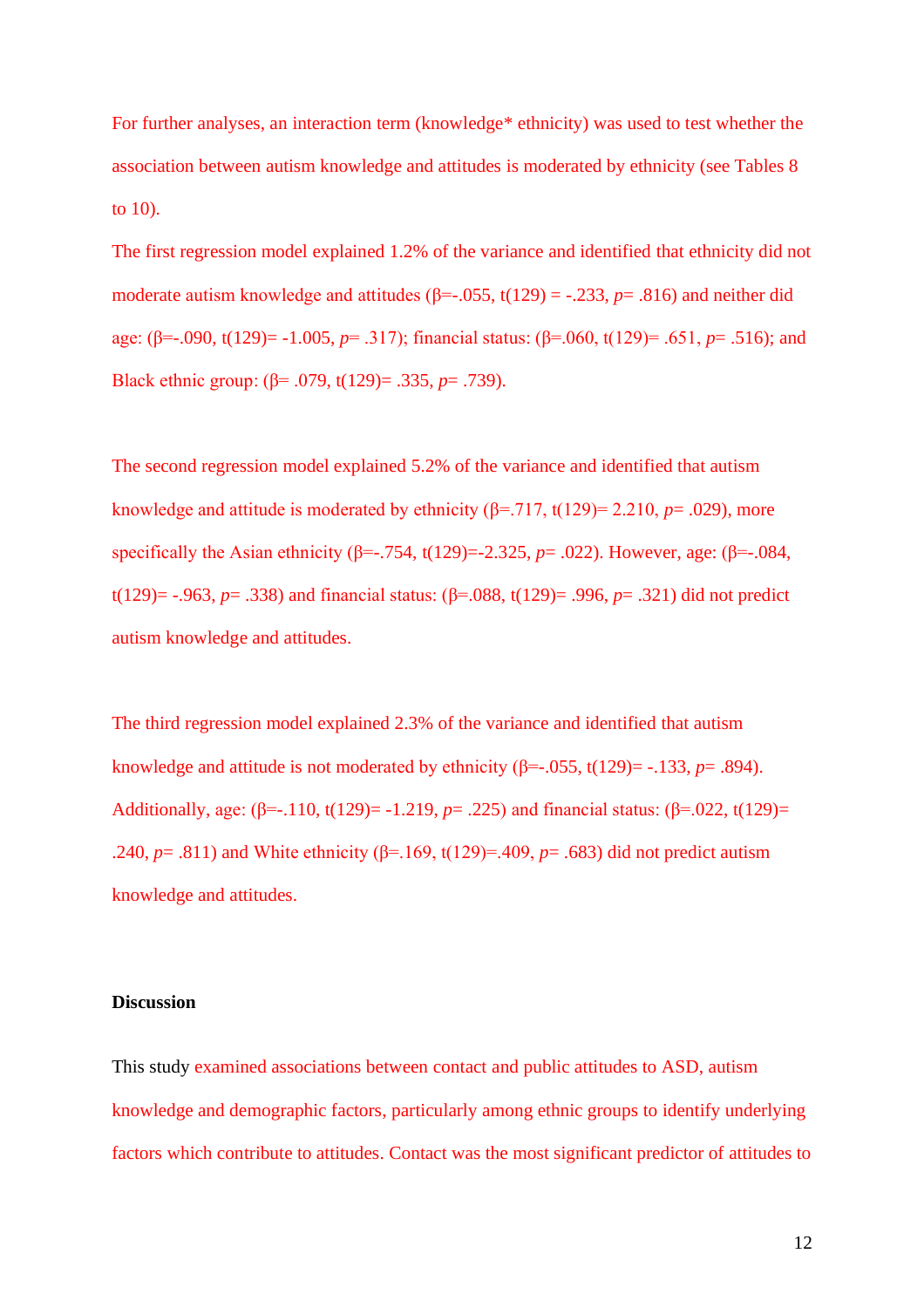For further analyses, an interaction term (knowledge* ethnicity) was used to test whether the association between autism knowledge and attitudes is moderated by ethnicity (see Tables 8 to 10).

The first regression model explained 1.2% of the variance and identified that ethnicity did not moderate autism knowledge and attitudes (β=-.055, t(129) = -.233, *p*= .816) and neither did age: (β=-.090, t(129)= -1.005, *p*= .317); financial status: (β=.060, t(129)= .651, *p*= .516); and Black ethnic group: (β= .079, t(129)= .335, *p*= .739).

The second regression model explained 5.2% of the variance and identified that autism knowledge and attitude is moderated by ethnicity (β=.717, t(129)= 2.210, *p*= .029), more specifically the Asian ethnicity (β=-.754, t(129)=-2.325, *p*= .022). However, age: (β=-.084, t(129)= -.963, *p*= .338) and financial status: (β=.088, t(129)= .996, *p*= .321) did not predict autism knowledge and attitudes.

The third regression model explained 2.3% of the variance and identified that autism knowledge and attitude is not moderated by ethnicity (β=-.055, t(129)= -.133, *p*= .894). Additionally, age: (β=-.110, t(129)= -1.219, *p*= .225) and financial status: (β=.022, t(129)= .240, *p*= .811) and White ethnicity (β=.169, t(129)=.409, *p*= .683) did not predict autism knowledge and attitudes.

**Discussion**

This study examined associations between contact and public attitudes to ASD, autism knowledge and demographic factors, particularly among ethnic groups to identify underlying factors which contribute to attitudes. Contact was the most significant predictor of attitudes to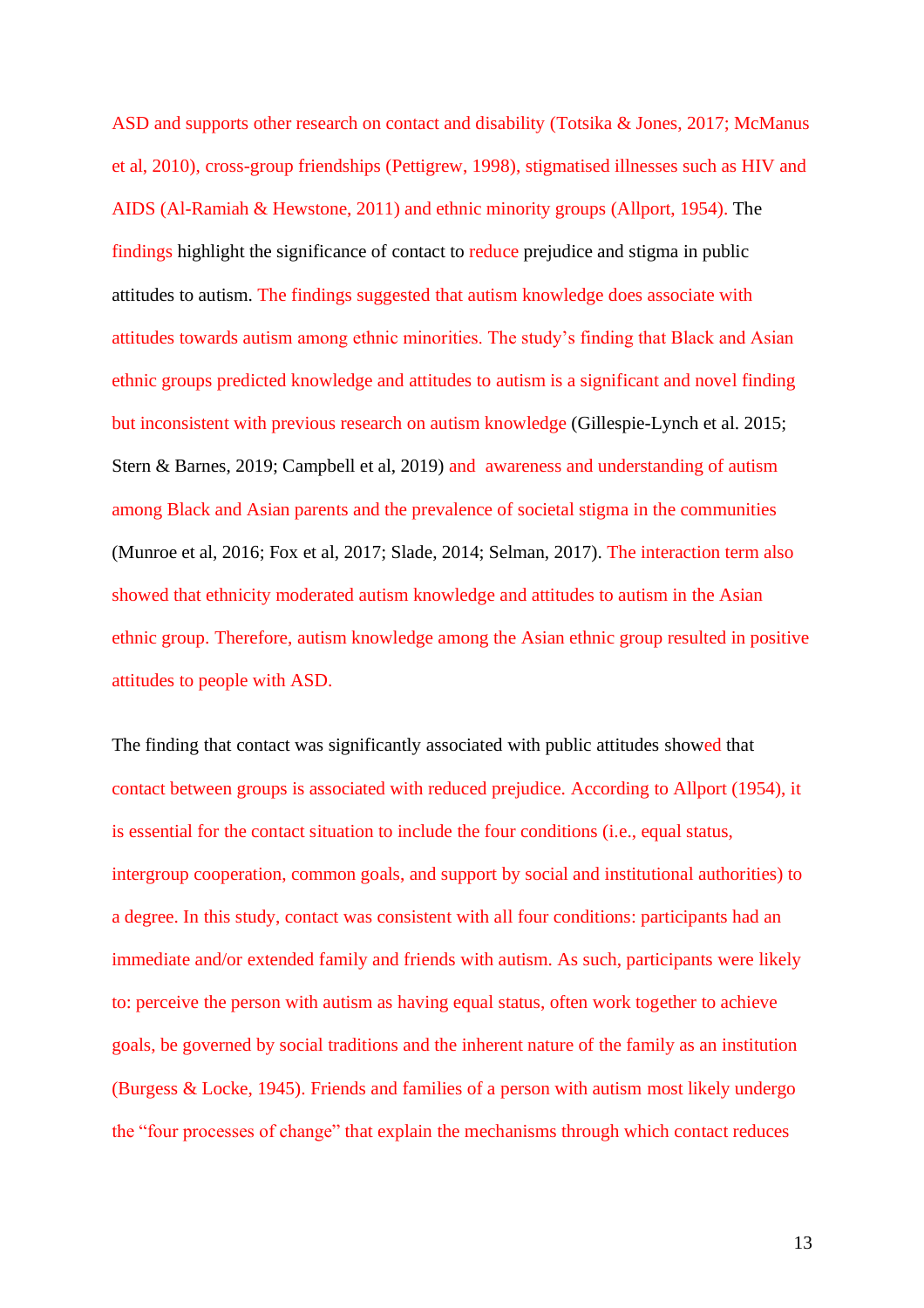ASD and supports other research on contact and disability (Totsika & Jones, 2017; McManus et al, 2010), cross-group friendships (Pettigrew, 1998), stigmatised illnesses such as HIV and AIDS (Al-Ramiah & Hewstone, 2011) and ethnic minority groups (Allport, 1954). The findings highlight the significance of contact to reduce prejudice and stigma in public attitudes to autism. The findings suggested that autism knowledge does associate with attitudes towards autism among ethnic minorities. The study's finding that Black and Asian ethnic groups predicted knowledge and attitudes to autism is a significant and novel finding but inconsistent with previous research on autism knowledge (Gillespie-Lynch et al. 2015; Stern & Barnes, 2019; Campbell et al, 2019) and awareness and understanding of autism among Black and Asian parents and the prevalence of societal stigma in the communities (Munroe et al, 2016; Fox et al, 2017; Slade, 2014; Selman, 2017). The interaction term also showed that ethnicity moderated autism knowledge and attitudes to autism in the Asian ethnic group. Therefore, autism knowledge among the Asian ethnic group resulted in positive attitudes to people with ASD.

The finding that contact was significantly associated with public attitudes showed that contact between groups is associated with reduced prejudice. According to Allport (1954), it is essential for the contact situation to include the four conditions (i.e., equal status, intergroup cooperation, common goals, and support by social and institutional authorities) to a degree. In this study, contact was consistent with all four conditions: participants had an immediate and/or extended family and friends with autism. As such, participants were likely to: perceive the person with autism as having equal status, often work together to achieve goals, be governed by social traditions and the inherent nature of the family as an institution (Burgess & Locke, 1945). Friends and families of a person with autism most likely undergo the "four processes of change" that explain the mechanisms through which contact reduces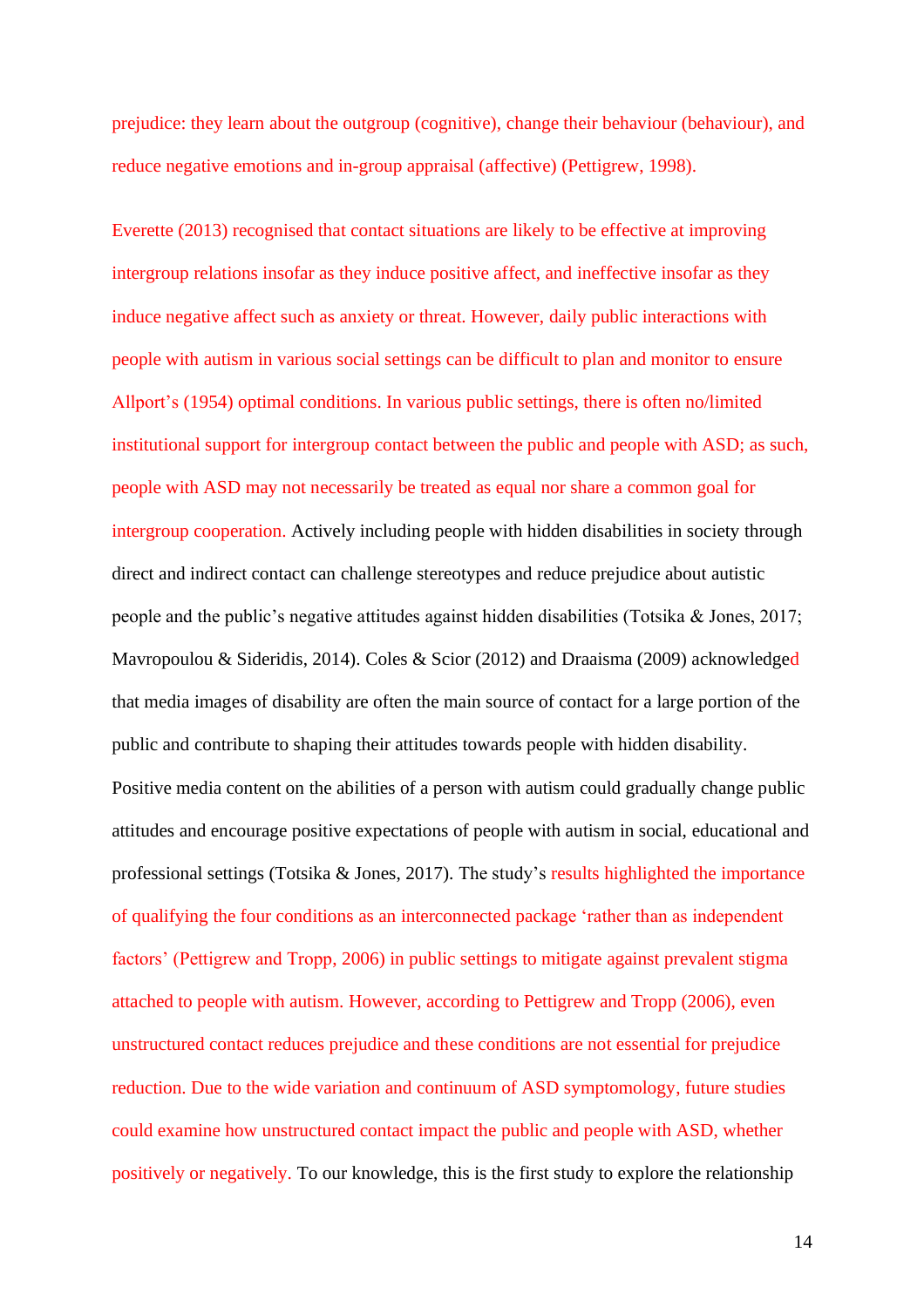prejudice: they learn about the outgroup (cognitive), change their behaviour (behaviour), and reduce negative emotions and in-group appraisal (affective) (Pettigrew, 1998).

Everette (2013) recognised that contact situations are likely to be effective at improving intergroup relations insofar as they induce positive affect, and ineffective insofar as they induce negative affect such as anxiety or threat. However, daily public interactions with people with autism in various social settings can be difficult to plan and monitor to ensure Allport's (1954) optimal conditions. In various public settings, there is often no/limited institutional support for intergroup contact between the public and people with ASD; as such, people with ASD may not necessarily be treated as equal nor share a common goal for intergroup cooperation. Actively including people with hidden disabilities in society through direct and indirect contact can challenge stereotypes and reduce prejudice about autistic people and the public's negative attitudes against hidden disabilities (Totsika & Jones, 2017; Mavropoulou & Sideridis, 2014). Coles & Scior (2012) and Draaisma (2009) acknowledged that media images of disability are often the main source of contact for a large portion of the public and contribute to shaping their attitudes towards people with hidden disability. Positive media content on the abilities of a person with autism could gradually change public attitudes and encourage positive expectations of people with autism in social, educational and professional settings (Totsika & Jones, 2017). The study's results highlighted the importance of qualifying the four conditions as an interconnected package 'rather than as independent factors' (Pettigrew and Tropp, 2006) in public settings to mitigate against prevalent stigma attached to people with autism. However, according to Pettigrew and Tropp (2006), even unstructured contact reduces prejudice and these conditions are not essential for prejudice reduction. Due to the wide variation and continuum of ASD symptomology, future studies could examine how unstructured contact impact the public and people with ASD, whether positively or negatively. To our knowledge, this is the first study to explore the relationship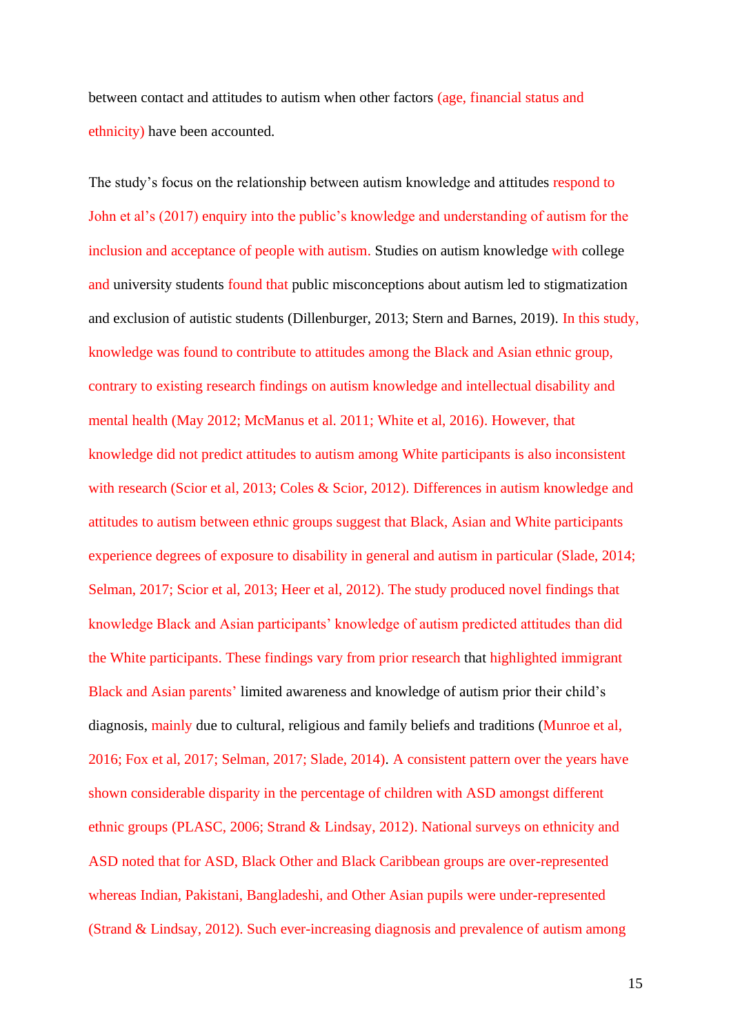between contact and attitudes to autism when other factors (age, financial status and ethnicity) have been accounted.

The study's focus on the relationship between autism knowledge and attitudes respond to John et al's (2017) enquiry into the public's knowledge and understanding of autism for the inclusion and acceptance of people with autism. Studies on autism knowledge with college and university students found that public misconceptions about autism led to stigmatization and exclusion of autistic students (Dillenburger, 2013; Stern and Barnes, 2019). In this study, knowledge was found to contribute to attitudes among the Black and Asian ethnic group, contrary to existing research findings on autism knowledge and intellectual disability and mental health (May 2012; McManus et al. 2011; White et al, 2016). However, that knowledge did not predict attitudes to autism among White participants is also inconsistent with research (Scior et al, 2013; Coles & Scior, 2012). Differences in autism knowledge and attitudes to autism between ethnic groups suggest that Black, Asian and White participants experience degrees of exposure to disability in general and autism in particular (Slade, 2014; Selman, 2017; Scior et al, 2013; Heer et al, 2012). The study produced novel findings that knowledge Black and Asian participants' knowledge of autism predicted attitudes than did the White participants. These findings vary from prior research that highlighted immigrant Black and Asian parents' limited awareness and knowledge of autism prior their child's diagnosis, mainly due to cultural, religious and family beliefs and traditions (Munroe et al, 2016; Fox et al, 2017; Selman, 2017; Slade, 2014). A consistent pattern over the years have shown considerable disparity in the percentage of children with ASD amongst different ethnic groups (PLASC, 2006; Strand & Lindsay, 2012). National surveys on ethnicity and ASD noted that for ASD, Black Other and Black Caribbean groups are over-represented whereas Indian, Pakistani, Bangladeshi, and Other Asian pupils were under-represented (Strand & Lindsay, 2012). Such ever-increasing diagnosis and prevalence of autism among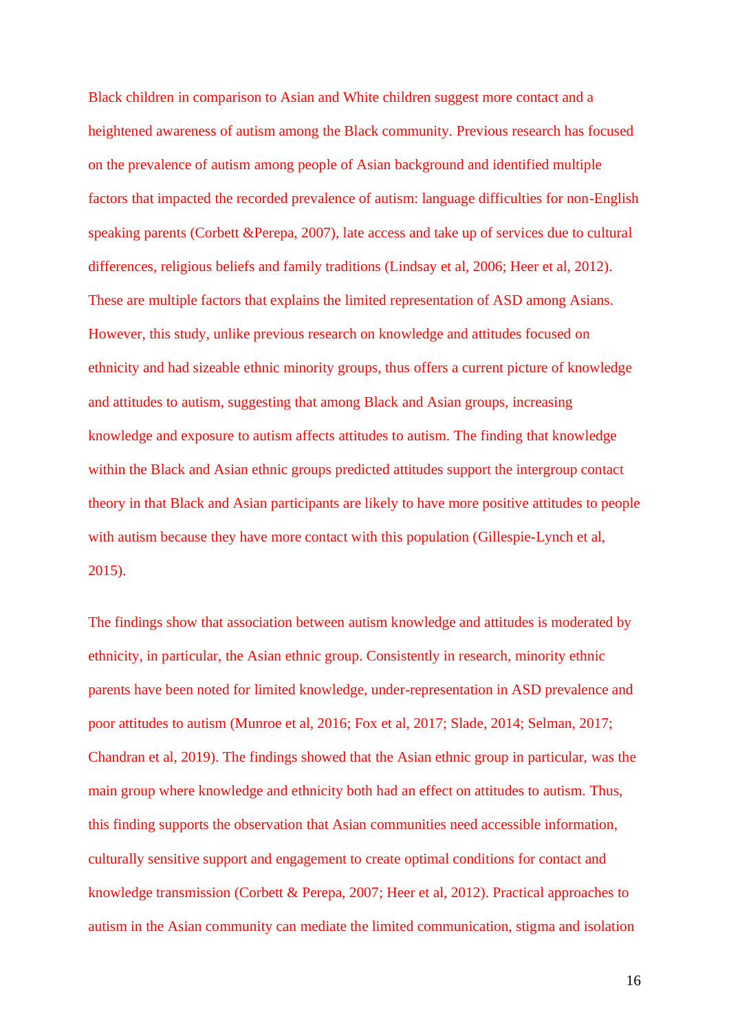Black children in comparison to Asian and White children suggest more contact and a heightened awareness of autism among the Black community. Previous research has focused on the prevalence of autism among people of Asian background and identified multiple factors that impacted the recorded prevalence of autism: language difficulties for non-English speaking parents (Corbett &Perepa, 2007), late access and take up of services due to cultural differences, religious beliefs and family traditions (Lindsay et al, 2006; Heer et al, 2012). These are multiple factors that explains the limited representation of ASD among Asians. However, this study, unlike previous research on knowledge and attitudes focused on ethnicity and had sizeable ethnic minority groups, thus offers a current picture of knowledge and attitudes to autism, suggesting that among Black and Asian groups, increasing knowledge and exposure to autism affects attitudes to autism. The finding that knowledge within the Black and Asian ethnic groups predicted attitudes support the intergroup contact theory in that Black and Asian participants are likely to have more positive attitudes to people with autism because they have more contact with this population (Gillespie-Lynch et al, 2015).

The findings show that association between autism knowledge and attitudes is moderated by ethnicity, in particular, the Asian ethnic group. Consistently in research, minority ethnic parents have been noted for limited knowledge, under-representation in ASD prevalence and poor attitudes to autism (Munroe et al, 2016; Fox et al, 2017; Slade, 2014; Selman, 2017; Chandran et al, 2019). The findings showed that the Asian ethnic group in particular, was the main group where knowledge and ethnicity both had an effect on attitudes to autism. Thus, this finding supports the observation that Asian communities need accessible information, culturally sensitive support and engagement to create optimal conditions for contact and knowledge transmission (Corbett & Perepa, 2007; Heer et al, 2012). Practical approaches to autism in the Asian community can mediate the limited communication, stigma and isolation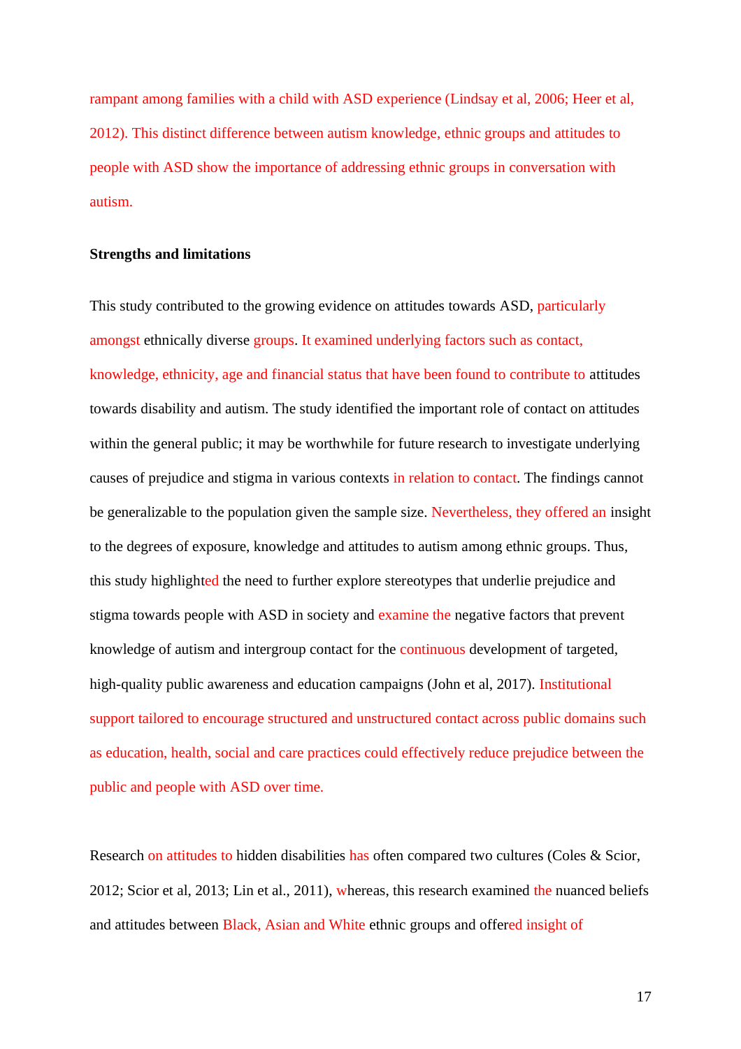rampant among families with a child with ASD experience (Lindsay et al, 2006; Heer et al, 2012). This distinct difference between autism knowledge, ethnic groups and attitudes to people with ASD show the importance of addressing ethnic groups in conversation with autism.

**Strengths and limitations**

This study contributed to the growing evidence on attitudes towards ASD, particularly amongst ethnically diverse groups. It examined underlying factors such as contact, knowledge, ethnicity, age and financial status that have been found to contribute to attitudes towards disability and autism. The study identified the important role of contact on attitudes within the general public; it may be worthwhile for future research to investigate underlying causes of prejudice and stigma in various contexts in relation to contact. The findings cannot be generalizable to the population given the sample size. Nevertheless, they offered an insight to the degrees of exposure, knowledge and attitudes to autism among ethnic groups. Thus, this study highlighted the need to further explore stereotypes that underlie prejudice and stigma towards people with ASD in society and examine the negative factors that prevent knowledge of autism and intergroup contact for the continuous development of targeted, high-quality public awareness and education campaigns (John et al, 2017). Institutional support tailored to encourage structured and unstructured contact across public domains such as education, health, social and care practices could effectively reduce prejudice between the public and people with ASD over time.

Research on attitudes to hidden disabilities has often compared two cultures (Coles & Scior, 2012; Scior et al, 2013; Lin et al., 2011), whereas, this research examined the nuanced beliefs and attitudes between Black, Asian and White ethnic groups and offered insight of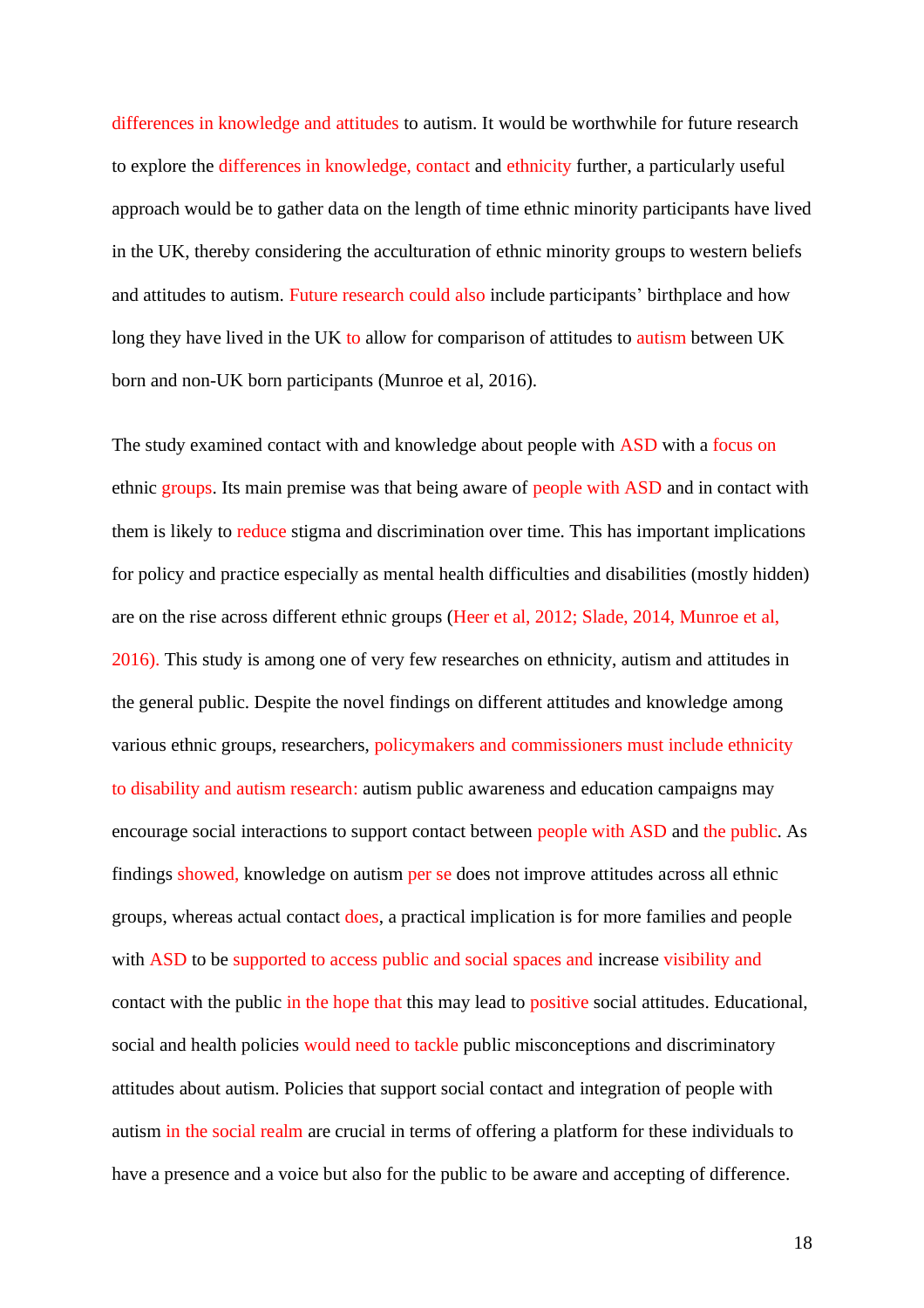differences in knowledge and attitudes to autism. It would be worthwhile for future research to explore the differences in knowledge, contact and ethnicity further, a particularly useful approach would be to gather data on the length of time ethnic minority participants have lived in the UK, thereby considering the acculturation of ethnic minority groups to western beliefs and attitudes to autism. Future research could also include participants' birthplace and how long they have lived in the UK to allow for comparison of attitudes to autism between UK born and non-UK born participants (Munroe et al, 2016).

The study examined contact with and knowledge about people with ASD with a focus on ethnic groups. Its main premise was that being aware of people with ASD and in contact with them is likely to reduce stigma and discrimination over time. This has important implications for policy and practice especially as mental health difficulties and disabilities (mostly hidden) are on the rise across different ethnic groups (Heer et al, 2012; Slade, 2014, Munroe et al, 2016). This study is among one of very few researches on ethnicity, autism and attitudes in the general public. Despite the novel findings on different attitudes and knowledge among various ethnic groups, researchers, policymakers and commissioners must include ethnicity to disability and autism research: autism public awareness and education campaigns may encourage social interactions to support contact between people with ASD and the public. As findings showed, knowledge on autism per se does not improve attitudes across all ethnic groups, whereas actual contact does, a practical implication is for more families and people with ASD to be supported to access public and social spaces and increase visibility and contact with the public in the hope that this may lead to positive social attitudes. Educational, social and health policies would need to tackle public misconceptions and discriminatory attitudes about autism. Policies that support social contact and integration of people with autism in the social realm are crucial in terms of offering a platform for these individuals to have a presence and a voice but also for the public to be aware and accepting of difference.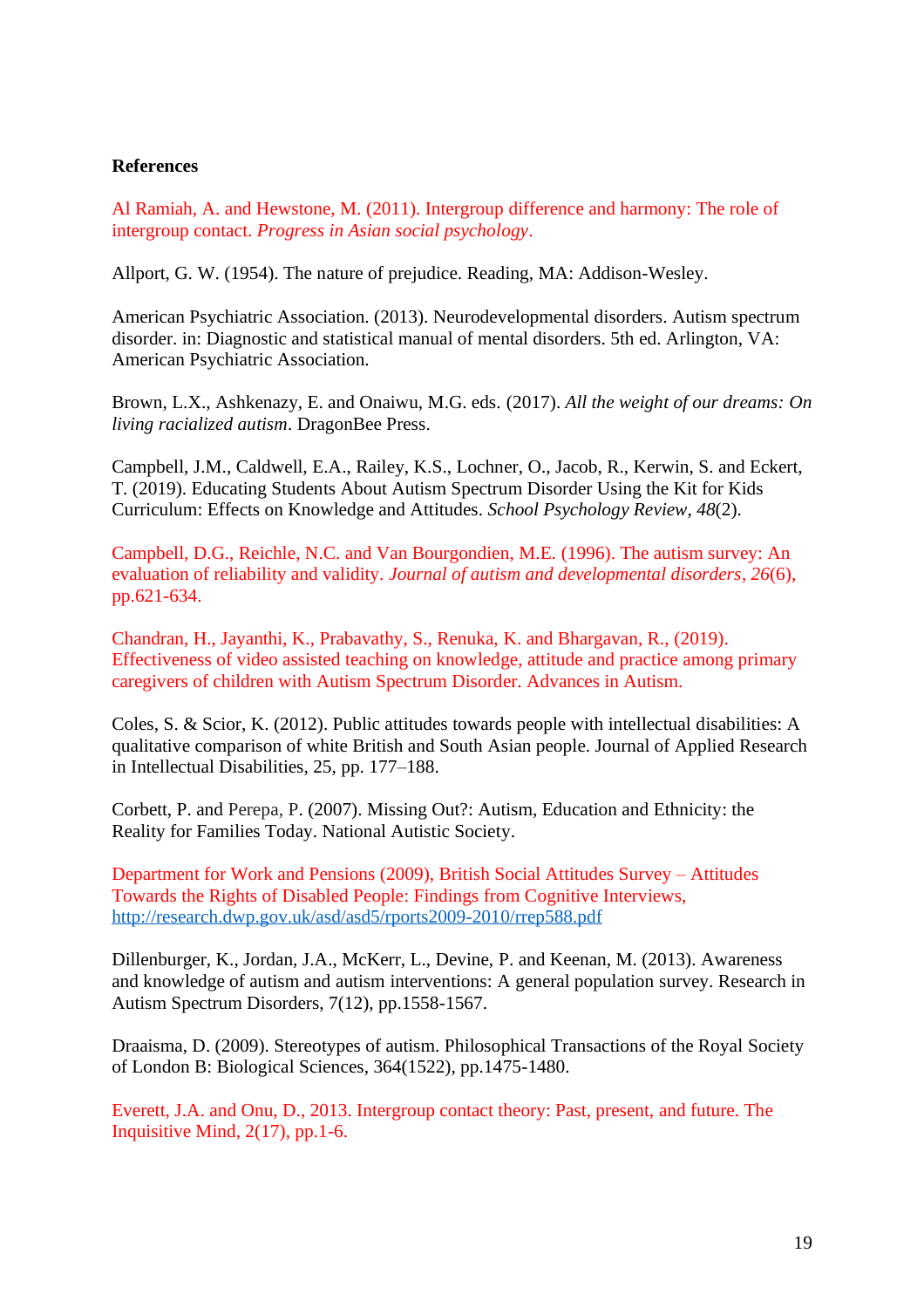**References**

Al Ramiah, A. and Hewstone, M. (2011). Intergroup difference and harmony: The role of intergroup contact. *Progress in Asian social psychology*.

Allport, G. W. (1954). The nature of prejudice. Reading, MA: Addison-Wesley.

American Psychiatric Association. (2013). Neurodevelopmental disorders. Autism spectrum disorder. in: Diagnostic and statistical manual of mental disorders. 5th ed. Arlington, VA: American Psychiatric Association.

Brown, L.X., Ashkenazy, E. and Onaiwu, M.G. eds. (2017). *All the weight of our dreams: On living racialized autism*. DragonBee Press.

Campbell, J.M., Caldwell, E.A., Railey, K.S., Lochner, O., Jacob, R., Kerwin, S. and Eckert, T. (2019). Educating Students About Autism Spectrum Disorder Using the Kit for Kids Curriculum: Effects on Knowledge and Attitudes. *School Psychology Review*, *48*(2).

Campbell, D.G., Reichle, N.C. and Van Bourgondien, M.E. (1996). The autism survey: An evaluation of reliability and validity. *Journal of autism and developmental disorders*, *26*(6), pp.621-634.

Chandran, H., Jayanthi, K., Prabavathy, S., Renuka, K. and Bhargavan, R., (2019). Effectiveness of video assisted teaching on knowledge, attitude and practice among primary caregivers of children with Autism Spectrum Disorder. Advances in Autism.

Coles, S. & Scior, K. (2012). Public attitudes towards people with intellectual disabilities: A qualitative comparison of white British and South Asian people. Journal of Applied Research in Intellectual Disabilities, 25, pp. 177–188.

Corbett, P. and Perepa, P. (2007). Missing Out?: Autism, Education and Ethnicity: the Reality for Families Today. National Autistic Society.

Department for Work and Pensions (2009), British Social Attitudes Survey – Attitudes Towards the Rights of Disabled People: Findings from Cognitive Interviews, http://research.dwp.gov.uk/asd/asd5/rports2009-2010/rrep588.pdf

Dillenburger, K., Jordan, J.A., McKerr, L., Devine, P. and Keenan, M. (2013). Awareness and knowledge of autism and autism interventions: A general population survey. Research in Autism Spectrum Disorders, 7(12), pp.1558-1567.

Draaisma, D. (2009). Stereotypes of autism. Philosophical Transactions of the Royal Society of London B: Biological Sciences, 364(1522), pp.1475-1480.

Everett, J.A. and Onu, D., 2013. Intergroup contact theory: Past, present, and future. The Inquisitive Mind, 2(17), pp.1-6.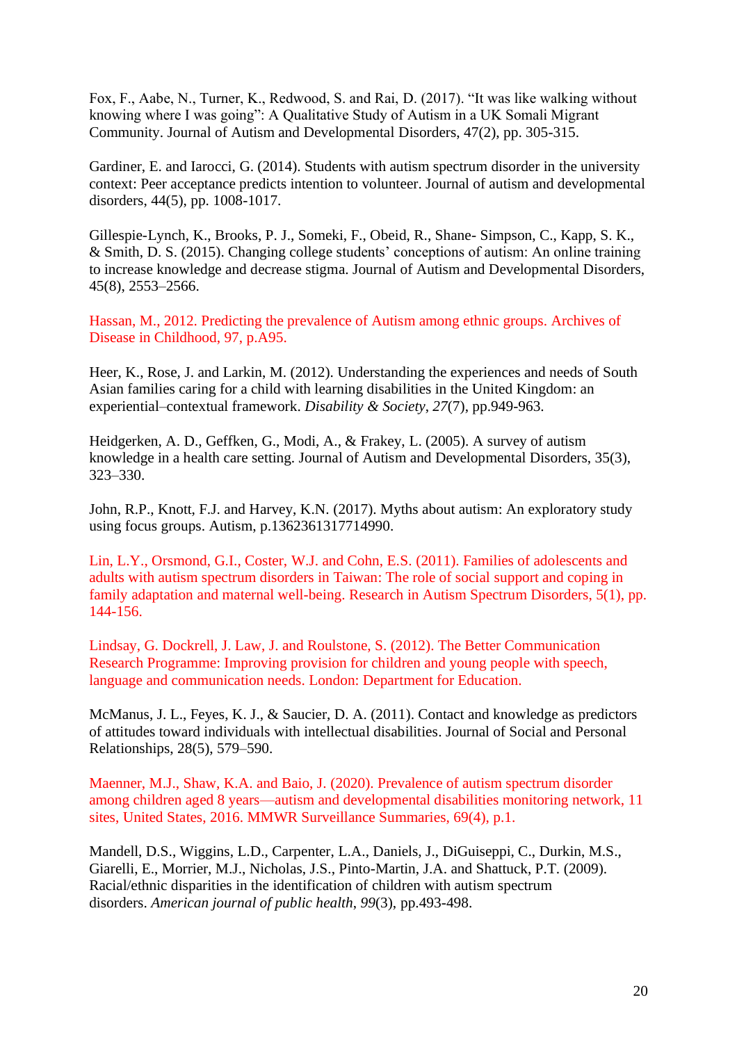Fox, F., Aabe, N., Turner, K., Redwood, S. and Rai, D. (2017). "It was like walking without knowing where I was going": A Qualitative Study of Autism in a UK Somali Migrant Community. Journal of Autism and Developmental Disorders, 47(2), pp. 305-315.

Gardiner, E. and Iarocci, G. (2014). Students with autism spectrum disorder in the university context: Peer acceptance predicts intention to volunteer. Journal of autism and developmental disorders, 44(5), pp. 1008-1017.

Gillespie-Lynch, K., Brooks, P. J., Someki, F., Obeid, R., Shane- Simpson, C., Kapp, S. K., & Smith, D. S. (2015). Changing college students' conceptions of autism: An online training to increase knowledge and decrease stigma. Journal of Autism and Developmental Disorders, 45(8), 2553–2566.

Hassan, M., 2012. Predicting the prevalence of Autism among ethnic groups. Archives of Disease in Childhood, 97, p.A95.

Heer, K., Rose, J. and Larkin, M. (2012). Understanding the experiences and needs of South Asian families caring for a child with learning disabilities in the United Kingdom: an experiential–contextual framework. *Disability & Society*, *27*(7), pp.949-963.

Heidgerken, A. D., Geffken, G., Modi, A., & Frakey, L. (2005). A survey of autism knowledge in a health care setting. Journal of Autism and Developmental Disorders, 35(3), 323–330.

John, R.P., Knott, F.J. and Harvey, K.N. (2017). Myths about autism: An exploratory study using focus groups. Autism, p.1362361317714990.

Lin, L.Y., Orsmond, G.I., Coster, W.J. and Cohn, E.S. (2011). Families of adolescents and adults with autism spectrum disorders in Taiwan: The role of social support and coping in family adaptation and maternal well-being. Research in Autism Spectrum Disorders, 5(1), pp. 144-156.

Lindsay, G. Dockrell, J. Law, J. and Roulstone, S. (2012). The Better Communication Research Programme: Improving provision for children and young people with speech, language and communication needs. London: Department for Education.

McManus, J. L., Feyes, K. J., & Saucier, D. A. (2011). Contact and knowledge as predictors of attitudes toward individuals with intellectual disabilities. Journal of Social and Personal Relationships, 28(5), 579–590.

Maenner, M.J., Shaw, K.A. and Baio, J. (2020). Prevalence of autism spectrum disorder among children aged 8 years—autism and developmental disabilities monitoring network, 11 sites, United States, 2016. MMWR Surveillance Summaries, 69(4), p.1.

Mandell, D.S., Wiggins, L.D., Carpenter, L.A., Daniels, J., DiGuiseppi, C., Durkin, M.S., Giarelli, E., Morrier, M.J., Nicholas, J.S., Pinto-Martin, J.A. and Shattuck, P.T. (2009). Racial/ethnic disparities in the identification of children with autism spectrum disorders. *American journal of public health*, *99*(3), pp.493-498.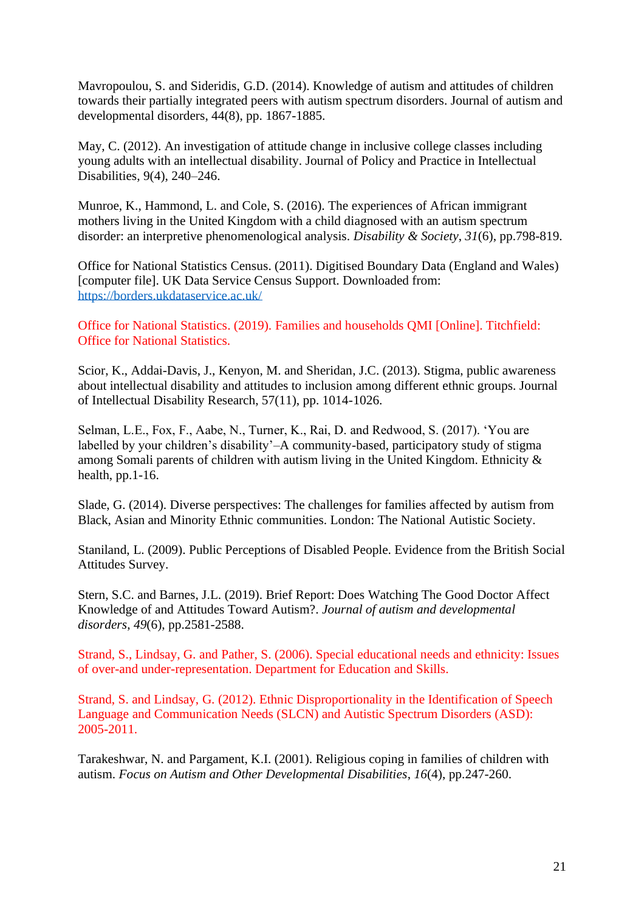Mavropoulou, S. and Sideridis, G.D. (2014). Knowledge of autism and attitudes of children towards their partially integrated peers with autism spectrum disorders. Journal of autism and developmental disorders, 44(8), pp. 1867-1885.

May, C. (2012). An investigation of attitude change in inclusive college classes including young adults with an intellectual disability. Journal of Policy and Practice in Intellectual Disabilities, 9(4), 240–246.

Munroe, K., Hammond, L. and Cole, S. (2016). The experiences of African immigrant mothers living in the United Kingdom with a child diagnosed with an autism spectrum disorder: an interpretive phenomenological analysis. *Disability & Society*, *31*(6), pp.798-819.

Office for National Statistics Census. (2011). Digitised Boundary Data (England and Wales) [computer file]. UK Data Service Census Support. Downloaded from: https://borders.ukdataservice.ac.uk/

Office for National Statistics. (2019). Families and households QMI [Online]. Titchfield: Office for National Statistics.

Scior, K., Addai-Davis, J., Kenyon, M. and Sheridan, J.C. (2013). Stigma, public awareness about intellectual disability and attitudes to inclusion among different ethnic groups. Journal of Intellectual Disability Research, 57(11), pp. 1014-1026.

Selman, L.E., Fox, F., Aabe, N., Turner, K., Rai, D. and Redwood, S. (2017). 'You are labelled by your children's disability'–A community-based, participatory study of stigma among Somali parents of children with autism living in the United Kingdom. Ethnicity & health, pp.1-16.

Slade, G. (2014). Diverse perspectives: The challenges for families affected by autism from Black, Asian and Minority Ethnic communities. London: The National Autistic Society.

Staniland, L. (2009). Public Perceptions of Disabled People. Evidence from the British Social Attitudes Survey.

Stern, S.C. and Barnes, J.L. (2019). Brief Report: Does Watching The Good Doctor Affect Knowledge of and Attitudes Toward Autism?. *Journal of autism and developmental disorders*, *49*(6), pp.2581-2588.

Strand, S., Lindsay, G. and Pather, S. (2006). Special educational needs and ethnicity: Issues of over-and under-representation. Department for Education and Skills.

Strand, S. and Lindsay, G. (2012). Ethnic Disproportionality in the Identification of Speech Language and Communication Needs (SLCN) and Autistic Spectrum Disorders (ASD): 2005-2011.

Tarakeshwar, N. and Pargament, K.I. (2001). Religious coping in families of children with autism. *Focus on Autism and Other Developmental Disabilities*, *16*(4), pp.247-260.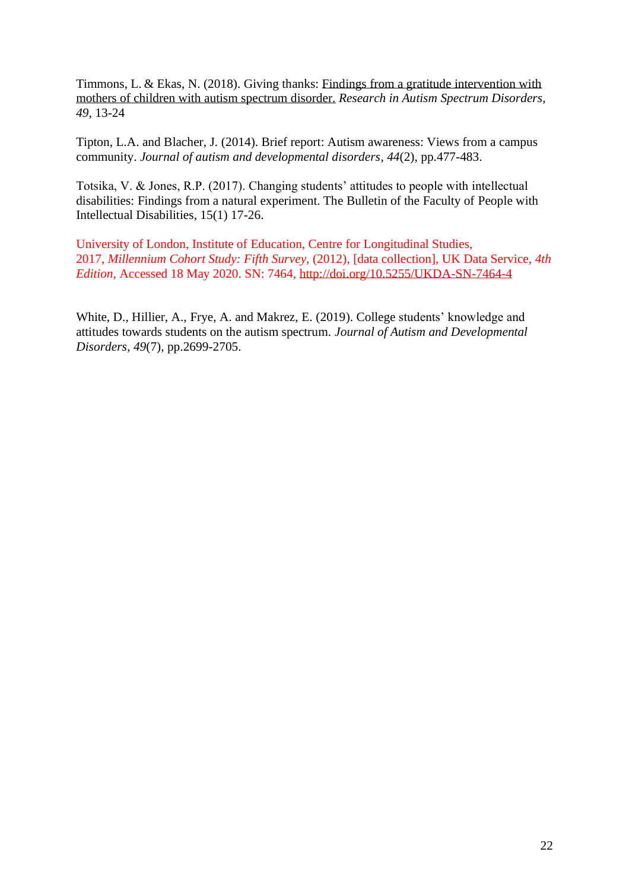Timmons, L. & Ekas, N. (2018). Giving thanks: Findings from a gratitude intervention with mothers of children with autism spectrum disorder. *Research in Autism Spectrum Disorders, 49*, 13-24

Tipton, L.A. and Blacher, J. (2014). Brief report: Autism awareness: Views from a campus community. *Journal of autism and developmental disorders*, *44*(2), pp.477-483.

Totsika, V. & Jones, R.P. (2017). Changing students' attitudes to people with intellectual disabilities: Findings from a natural experiment. The Bulletin of the Faculty of People with Intellectual Disabilities, 15(1) 17-26.

University of London, Institute of Education, Centre for Longitudinal Studies, 2017, *Millennium Cohort Study: Fifth Survey*, (2012), [data collection], UK Data Service, *4th Edition*, Accessed 18 May 2020. SN: 7464, http://doi.org/10.5255/UKDA-SN-7464-4

White, D., Hillier, A., Frye, A. and Makrez, E. (2019). College students' knowledge and attitudes towards students on the autism spectrum. *Journal of Autism and Developmental Disorders*, *49*(7), pp.2699-2705.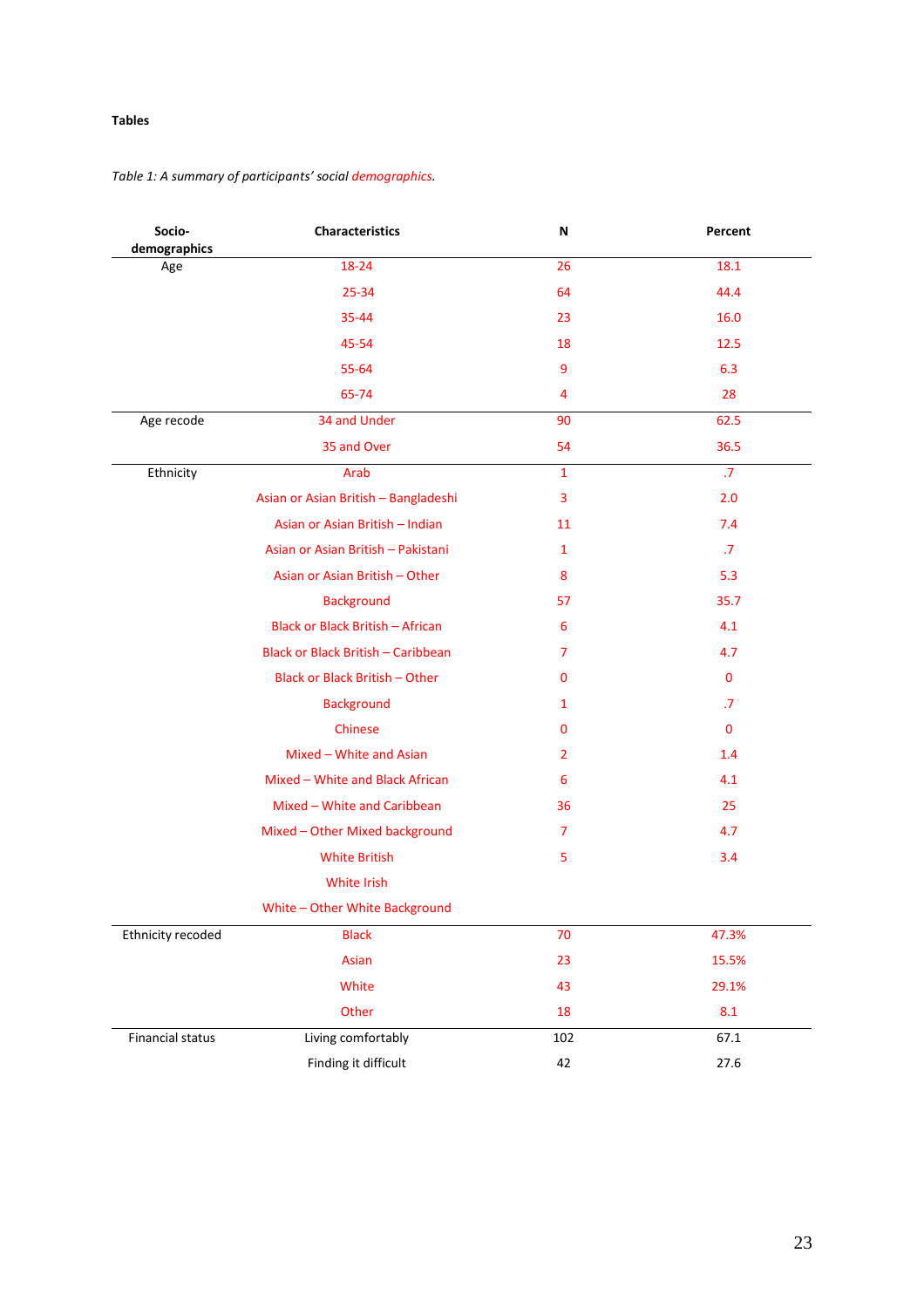**Tables**

*Table 1: A summary of participants' social demographics.*

| Socio-demographics | Characteristics | N | Percent |
|---|---|---|---|
| Age | 18-24 | 26 | 18.1 |
| | 25-34 | 64 | 44.4 |
| | 35-44 | 23 | 16.0 |
| | 45-54 | 18 | 12.5 |
| | 55-64 | 9 | 6.3 |
| | 65-74 | 4 | 28 |
| Age recode | 34 and Under | 90 | 62.5 |
| | 35 and Over | 54 | 36.5 |
| Ethnicity | Arab | 1 | .7 |
| | Asian or Asian British – Bangladeshi | 3 | 2.0 |
| | Asian or Asian British – Indian | 11 | 7.4 |
| | Asian or Asian British – Pakistani | 1 | .7 |
| | Asian or Asian British – Other | 8 | 5.3 |
| | Background | 57 | 35.7 |
| | Black or Black British – African | 6 | 4.1 |
| | Black or Black British – Caribbean | 7 | 4.7 |
| | Black or Black British – Other | 0 | 0 |
| | Background | 1 | .7 |
| | Chinese | 0 | 0 |
| | Mixed – White and Asian | 2 | 1.4 |
| | Mixed – White and Black African | 6 | 4.1 |
| | Mixed – White and Caribbean | 36 | 25 |
| | Mixed – Other Mixed background | 7 | 4.7 |
| | White British | 5 | 3.4 |
| | White Irish | | |
| | White – Other White Background | | |
| Ethnicity recoded | Black | 70 | 47.3% |
| | Asian | 23 | 15.5% |
| | White | 43 | 29.1% |
| | Other | 18 | 8.1 |
| Financial status | Living comfortably | 102 | 67.1 |
| | Finding it difficult | 42 | 27.6 |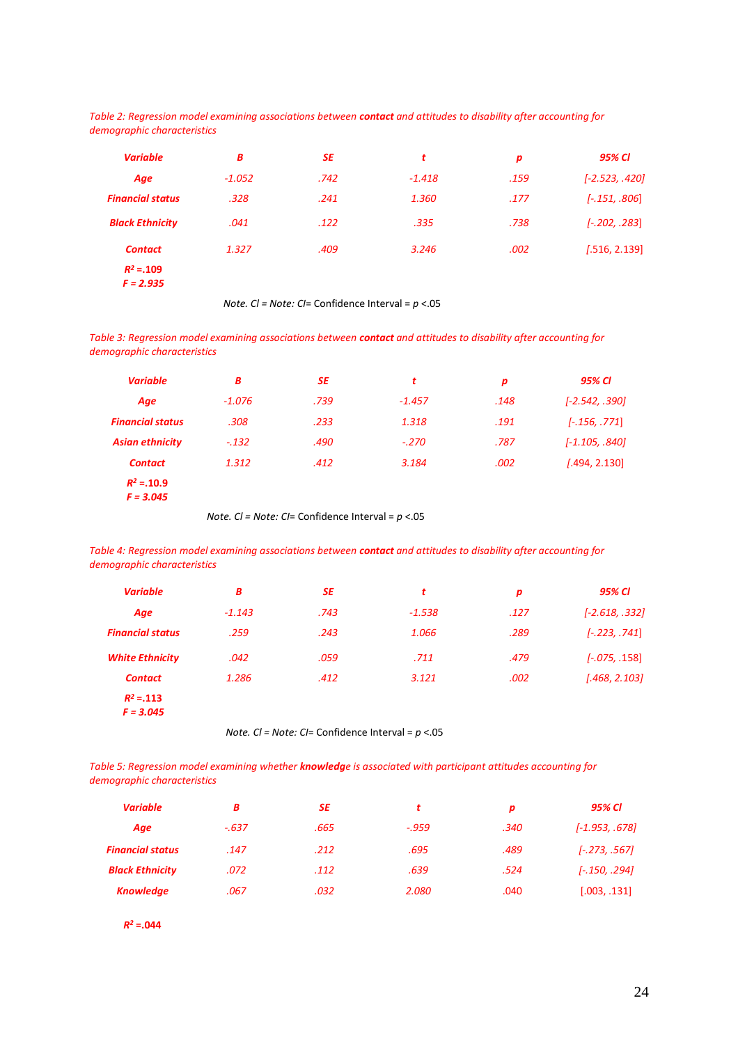*Table 2: Regression model examining associations between* ***contact*** *and attitudes to disability after accounting for demographic characteristics*

| *Variable* | *B* | *SE* | *t* | *p* | *95% CI* |
|---|---|---|---|---|---|
| ***Age*** | *-1.052* | *.742* | *-1.418* | *.159* | *[-2.523, .420]* |
| ***Financial status*** | *.328* | *.241* | *1.360* | *.177* | *[-.151, .806]* |
| ***Black Ethnicity*** | *.041* | *.122* | *.335* | *.738* | *[-.202, .283]* |
| ***Contact*** | *1.327* | *.409* | *3.246* | *.002* | *[.516, 2.139]* |
| ***$R^2$ =.109*** | | | | | |
| ***F = 2.935*** | | | | | |

*Note. CI = Note: CI*= Confidence Interval = *p* <.05

*Table 3: Regression model examining associations between* ***contact*** *and attitudes to disability after accounting for demographic characteristics*

| *Variable* | *B* | *SE* | *t* | *p* | *95% CI* |
|---|---|---|---|---|---|
| ***Age*** | *-1.076* | *.739* | *-1.457* | *.148* | *[-2.542, .390]* |
| ***Financial status*** | *.308* | *.233* | *1.318* | *.191* | *[-.156, .771]* |
| ***Asian ethnicity*** | *-.132* | *.490* | *-.270* | *.787* | *[-1.105, .840]* |
| ***Contact*** | *1.312* | *.412* | *3.184* | *.002* | *[.494, 2.130]* |
| ***$R^2$ =.10.9*** | | | | | |
| ***F = 3.045*** | | | | | |

*Note. CI = Note: CI*= Confidence Interval = *p* <.05

*Table 4: Regression model examining associations between* ***contact*** *and attitudes to disability after accounting for demographic characteristics*

| *Variable* | *B* | *SE* | *t* | *p* | *95% CI* |
|---|---|---|---|---|---|
| ***Age*** | *-1.143* | *.743* | *-1.538* | *.127* | *[-2.618, .332]* |
| ***Financial status*** | *.259* | *.243* | *1.066* | *.289* | *[-.223, .741]* |
| ***White Ethnicity*** | *.042* | *.059* | *.711* | *.479* | *[-.075, .158]* |
| ***Contact*** | *1.286* | *.412* | *3.121* | *.002* | *[.468, 2.103]* |
| ***$R^2$ =.113*** | | | | | |
| ***F = 3.045*** | | | | | |

*Note. CI = Note: CI*= Confidence Interval = *p* <.05

*Table 5: Regression model examining whether* ***knowledg****e is associated with participant attitudes accounting for demographic characteristics*

| *Variable* | *B* | *SE* | *t* | *p* | *95% CI* |
|---|---|---|---|---|---|
| ***Age*** | *-.637* | *.665* | *-.959* | *.340* | *[-1.953, .678]* |
| ***Financial status*** | *.147* | *.212* | *.695* | *.489* | *[-.273, .567]* |
| ***Black Ethnicity*** | *.072* | *.112* | *.639* | *.524* | *[-.150, .294]* |
| ***Knowledge*** | *.067* | *.032* | *2.080* | *.040* | [.003, .131] |
| ***$R^2$ =.044*** | | | | | |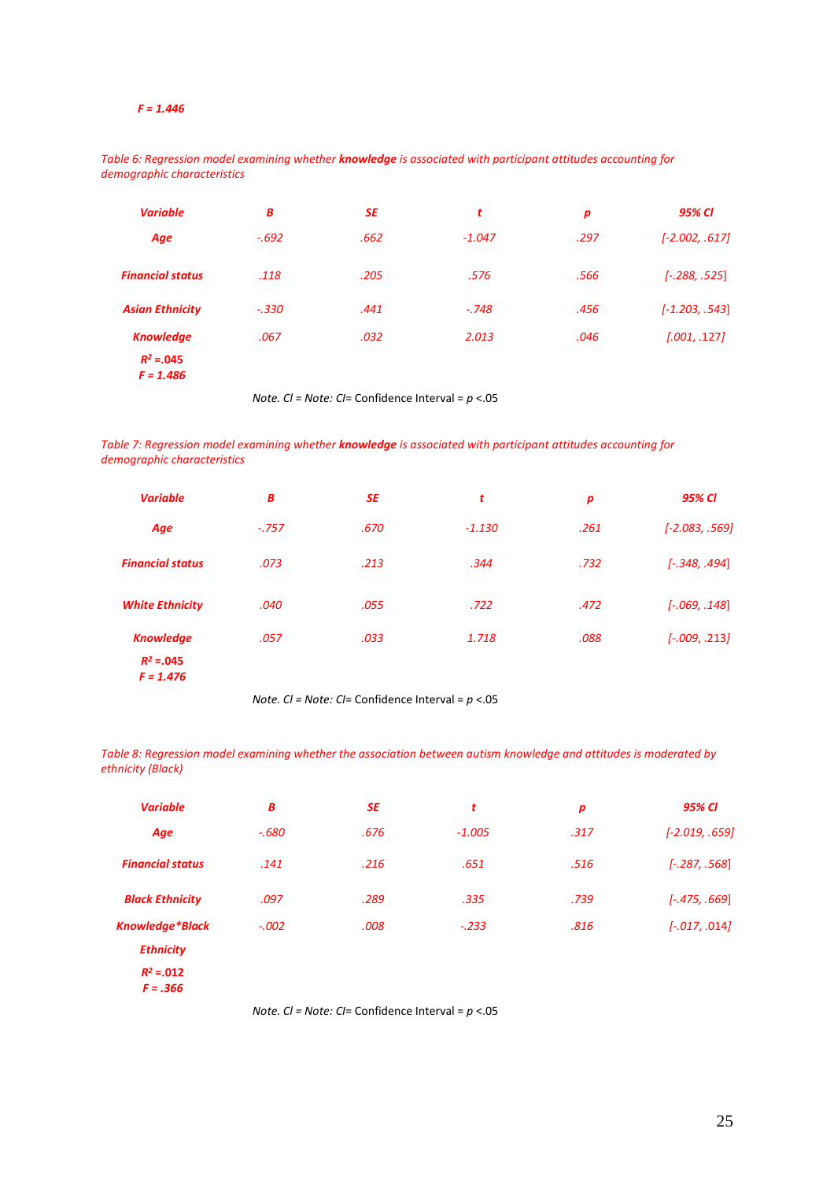***F* = 1.446**

*Table 6: Regression model examining whether **knowledge** is associated with participant attitudes accounting for demographic characteristics*

| Variable | B | SE | t | p | 95% CI |
|---|---|---|---|---|---|
| Age | -.692 | .662 | -1.047 | .297 | [-2.002, .617] |
| Financial status | .118 | .205 | .576 | .566 | [-.288, .525] |
| Asian Ethnicity | -.330 | .441 | -.748 | .456 | [-1.203, .543] |
| Knowledge | .067 | .032 | 2.013 | .046 | [.001, .127] |
| $R^2$ =.045 | | | | | |
| *F* = 1.486 | | | | | |

*Note. CI* = *Note: CI*= Confidence Interval = *p* <.05

*Table 7: Regression model examining whether **knowledge** is associated with participant attitudes accounting for demographic characteristics*

| Variable | B | SE | t | p | 95% CI |
|---|---|---|---|---|---|
| Age | -.757 | .670 | -1.130 | .261 | [-2.083, .569] |
| Financial status | .073 | .213 | .344 | .732 | [-.348, .494] |
| White Ethnicity | .040 | .055 | .722 | .472 | [-.069, .148] |
| Knowledge | .057 | .033 | 1.718 | .088 | [-.009, .213] |
| $R^2$ =.045 | | | | | |
| *F* = 1.476 | | | | | |

*Note. CI* = *Note: CI*= Confidence Interval = *p* <.05

*Table 8: Regression model examining whether the association between autism knowledge and attitudes is moderated by ethnicity (Black)*

| Variable | B | SE | t | p | 95% CI |
|---|---|---|---|---|---|
| Age | -.680 | .676 | -1.005 | .317 | [-2.019, .659] |
| Financial status | .141 | .216 | .651 | .516 | [-.287, .568] |
| Black Ethnicity | .097 | .289 | .335 | .739 | [-.475, .669] |
| Knowledge*Black Ethnicity | -.002 | .008 | -.233 | .816 | [-.017, .014] |
| $R^2$ =.012 | | | | | |
| *F* = .366 | | | | | |

*Note. CI* = *Note: CI*= Confidence Interval = *p* <.05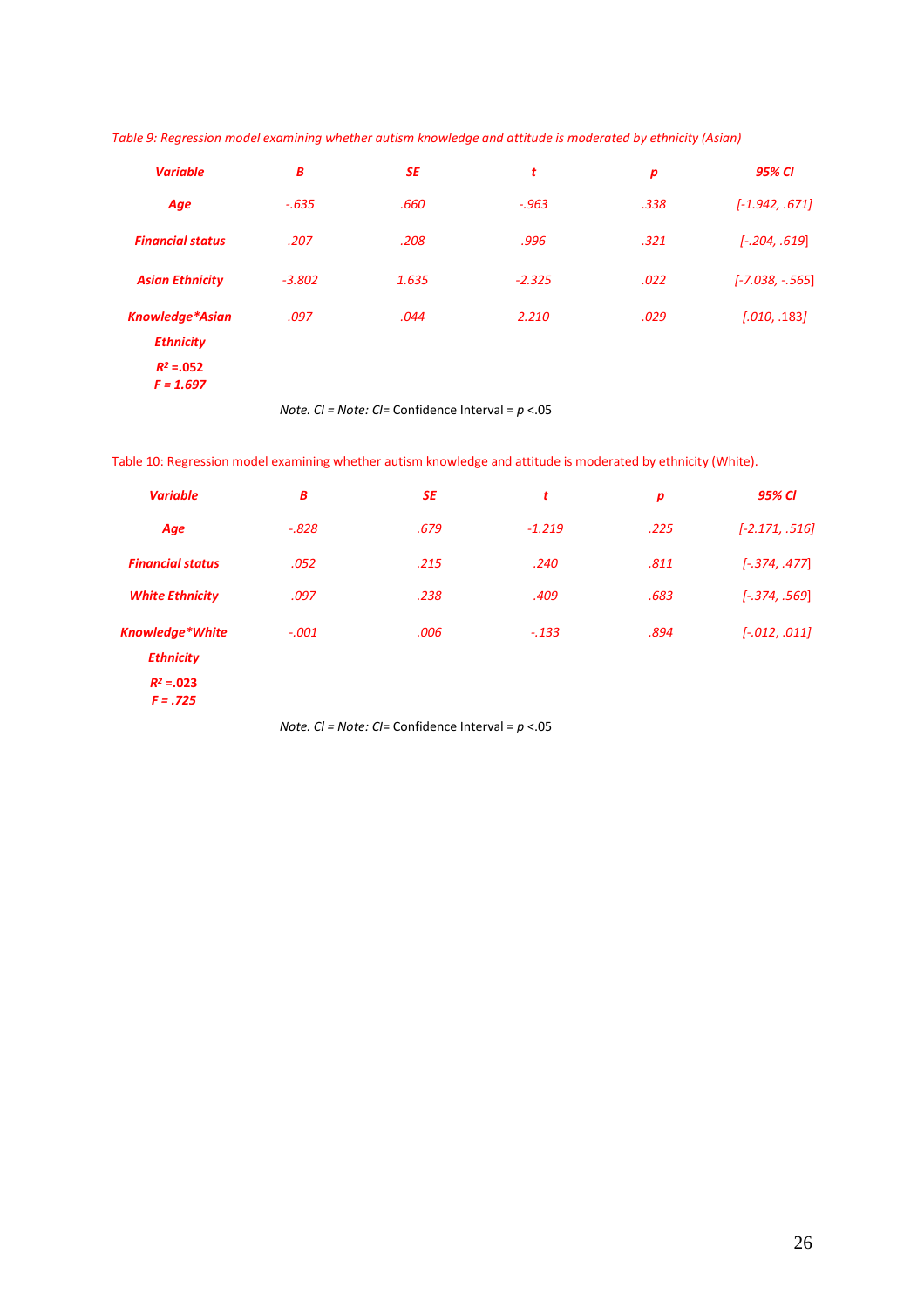*Table 9: Regression model examining whether autism knowledge and attitude is moderated by ethnicity (Asian)*

| ***Variable*** | ***B*** | ***SE*** | ***t*** | ***p*** | ***95% CI*** |
|---|---|---|---|---|---|
| ***Age*** | *-.635* | *.660* | *-.963* | *.338* | *[-1.942, .671]* |
| ***Financial status*** | *.207* | *.208* | *.996* | *.321* | *[-.204, .619]* |
| ***Asian Ethnicity*** | *-3.802* | *1.635* | *-2.325* | *.022* | *[-7.038, -.565]* |
| ***Knowledge*Asian Ethnicity*** | *.097* | *.044* | *2.210* | *.029* | *[.010, .183]* |
| ***$R^2$ =.052*** | | | | | |
| ***F = 1.697*** | | | | | |

*Note. CI = Note: CI*= Confidence Interval = *p* <.05

Table 10: Regression model examining whether autism knowledge and attitude is moderated by ethnicity (White).

| ***Variable*** | ***B*** | ***SE*** | ***t*** | ***p*** | ***95% CI*** |
|---|---|---|---|---|---|
| ***Age*** | *-.828* | *.679* | *-1.219* | *.225* | *[-2.171, .516]* |
| ***Financial status*** | *.052* | *.215* | *.240* | *.811* | *[-.374, .477]* |
| ***White Ethnicity*** | *.097* | *.238* | *.409* | *.683* | *[-.374, .569]* |
| ***Knowledge*White Ethnicity*** | *-.001* | *.006* | *-.133* | *.894* | *[-.012, .011]* |
| ***$R^2$ =.023*** | | | | | |
| ***F = .725*** | | | | | |

*Note. CI = Note: CI*= Confidence Interval = *p* <.05